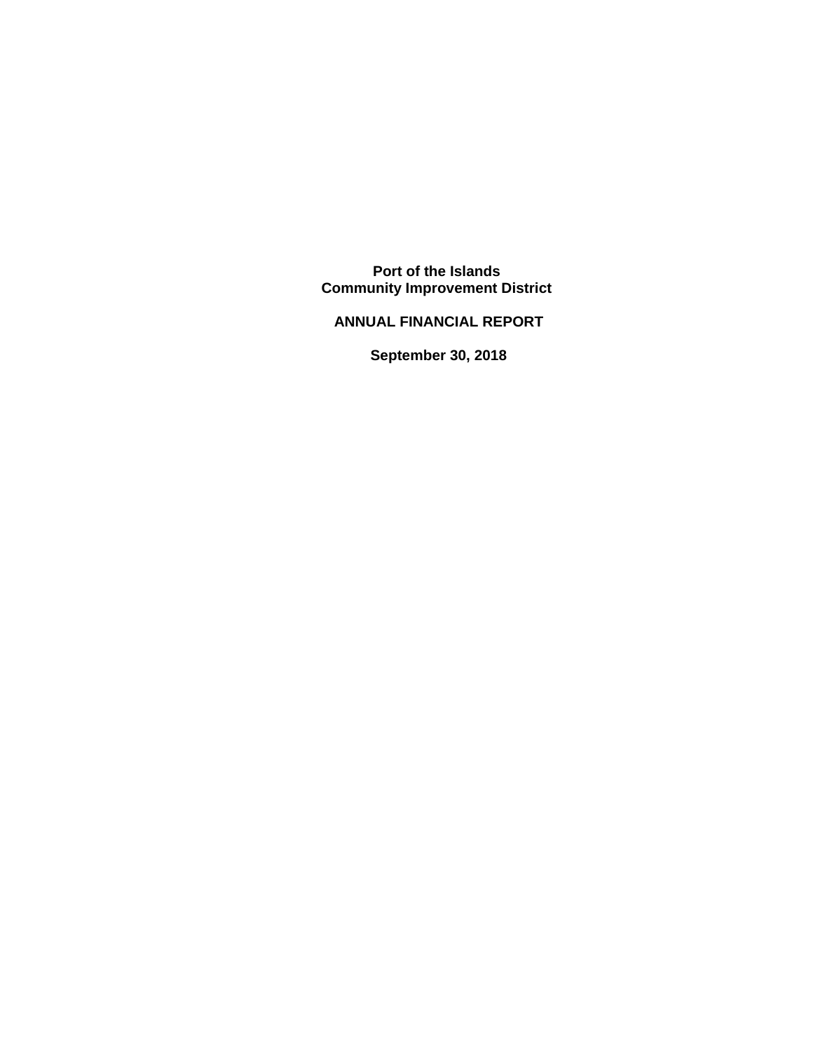# Port of the Islands Community Improvement District

## ANNUAL FINANCIAL REPORT

### September 30, 2018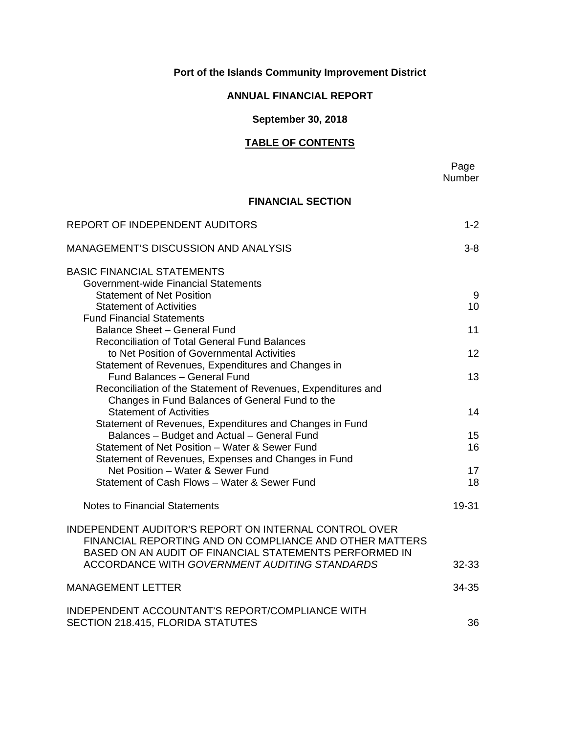**Port of the Islands Community Improvement District**

**ANNUAL FINANCIAL REPORT**

**September 30, 2018**

**TABLE OF CONTENTS**

| | Page Number |
|---|---|
| **FINANCIAL SECTION** | |
| REPORT OF INDEPENDENT AUDITORS | 1-2 |
| MANAGEMENT'S DISCUSSION AND ANALYSIS | 3-8 |
| BASIC FINANCIAL STATEMENTS | |
| Government-wide Financial Statements | |
| Statement of Net Position | 9 |
| Statement of Activities | 10 |
| Fund Financial Statements | |
| Balance Sheet – General Fund | 11 |
| Reconciliation of Total General Fund Balances to Net Position of Governmental Activities | 12 |
| Statement of Revenues, Expenditures and Changes in Fund Balances – General Fund | 13 |
| Reconciliation of the Statement of Revenues, Expenditures and Changes in Fund Balances of General Fund to the Statement of Activities | 14 |
| Statement of Revenues, Expenditures and Changes in Fund Balances – Budget and Actual – General Fund | 15 |
| Statement of Net Position – Water & Sewer Fund | 16 |
| Statement of Revenues, Expenses and Changes in Fund Net Position – Water & Sewer Fund | 17 |
| Statement of Cash Flows – Water & Sewer Fund | 18 |
| Notes to Financial Statements | 19-31 |
| INDEPENDENT AUDITOR'S REPORT ON INTERNAL CONTROL OVER FINANCIAL REPORTING AND ON COMPLIANCE AND OTHER MATTERS BASED ON AN AUDIT OF FINANCIAL STATEMENTS PERFORMED IN ACCORDANCE WITH *GOVERNMENT AUDITING STANDARDS* | 32-33 |
| MANAGEMENT LETTER | 34-35 |
| INDEPENDENT ACCOUNTANT'S REPORT/COMPLIANCE WITH SECTION 218.415, FLORIDA STATUTES | 36 |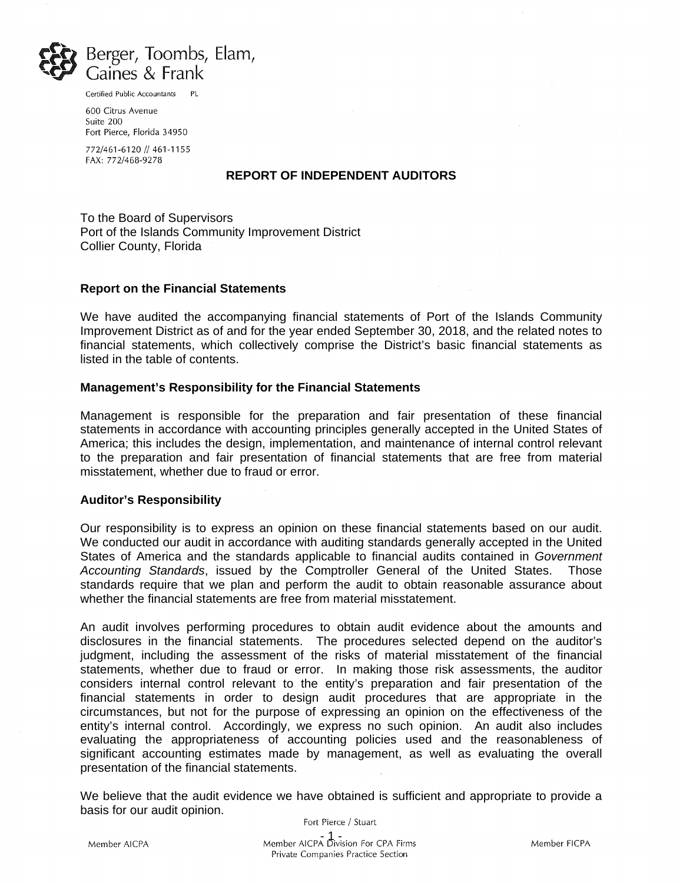Berger, Toombs, Elam, Gaines & Frank

Certified Public Accountants PL

600 Citrus Avenue
Suite 200
Fort Pierce, Florida 34950

772/461-6120 // 461-1155
FAX: 772/468-9278

**REPORT OF INDEPENDENT AUDITORS**

To the Board of Supervisors
Port of the Islands Community Improvement District
Collier County, Florida

**Report on the Financial Statements**

We have audited the accompanying financial statements of Port of the Islands Community Improvement District as of and for the year ended September 30, 2018, and the related notes to financial statements, which collectively comprise the District's basic financial statements as listed in the table of contents.

**Management's Responsibility for the Financial Statements**

Management is responsible for the preparation and fair presentation of these financial statements in accordance with accounting principles generally accepted in the United States of America; this includes the design, implementation, and maintenance of internal control relevant to the preparation and fair presentation of financial statements that are free from material misstatement, whether due to fraud or error.

**Auditor's Responsibility**

Our responsibility is to express an opinion on these financial statements based on our audit. We conducted our audit in accordance with auditing standards generally accepted in the United States of America and the standards applicable to financial audits contained in *Government Accounting Standards*, issued by the Comptroller General of the United States. Those standards require that we plan and perform the audit to obtain reasonable assurance about whether the financial statements are free from material misstatement.

An audit involves performing procedures to obtain audit evidence about the amounts and disclosures in the financial statements. The procedures selected depend on the auditor's judgment, including the assessment of the risks of material misstatement of the financial statements, whether due to fraud or error. In making those risk assessments, the auditor considers internal control relevant to the entity's preparation and fair presentation of the financial statements in order to design audit procedures that are appropriate in the circumstances, but not for the purpose of expressing an opinion on the effectiveness of the entity's internal control. Accordingly, we express no such opinion. An audit also includes evaluating the appropriateness of accounting policies used and the reasonableness of significant accounting estimates made by management, as well as evaluating the overall presentation of the financial statements.

We believe that the audit evidence we have obtained is sufficient and appropriate to provide a basis for our audit opinion.

Fort Pierce / Stuart

Member AICPA | Member AICPA Division For CPA Firms Private Companies Practice Section | Member FICPA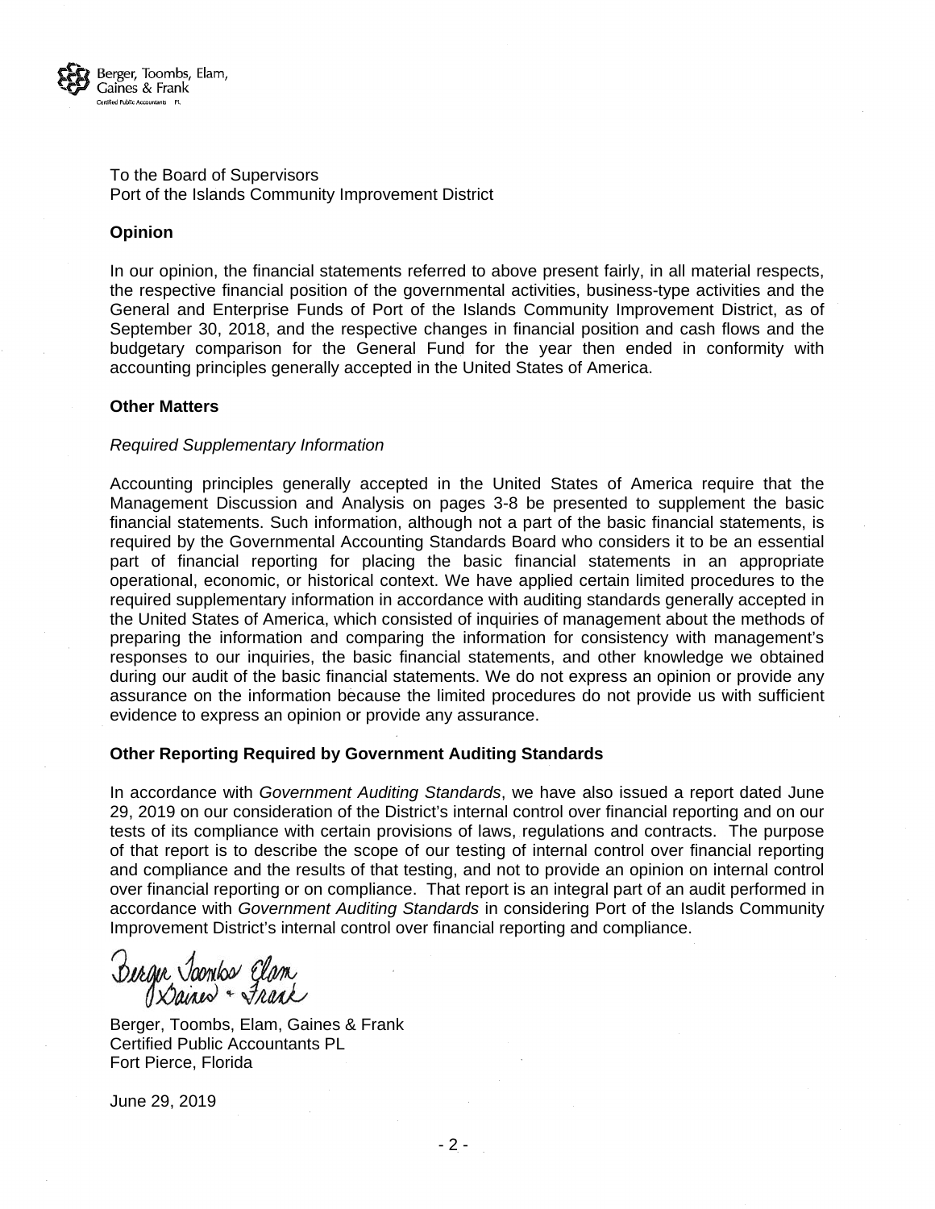Berger, Toombs, Elam, Gaines & Frank
Certified Public Accountants PL

To the Board of Supervisors
Port of the Islands Community Improvement District

**Opinion**

In our opinion, the financial statements referred to above present fairly, in all material respects, the respective financial position of the governmental activities, business-type activities and the General and Enterprise Funds of Port of the Islands Community Improvement District, as of September 30, 2018, and the respective changes in financial position and cash flows and the budgetary comparison for the General Fund for the year then ended in conformity with accounting principles generally accepted in the United States of America.

**Other Matters**

*Required Supplementary Information*

Accounting principles generally accepted in the United States of America require that the Management Discussion and Analysis on pages 3-8 be presented to supplement the basic financial statements. Such information, although not a part of the basic financial statements, is required by the Governmental Accounting Standards Board who considers it to be an essential part of financial reporting for placing the basic financial statements in an appropriate operational, economic, or historical context. We have applied certain limited procedures to the required supplementary information in accordance with auditing standards generally accepted in the United States of America, which consisted of inquiries of management about the methods of preparing the information and comparing the information for consistency with management's responses to our inquiries, the basic financial statements, and other knowledge we obtained during our audit of the basic financial statements. We do not express an opinion or provide any assurance on the information because the limited procedures do not provide us with sufficient evidence to express an opinion or provide any assurance.

**Other Reporting Required by Government Auditing Standards**

In accordance with *Government Auditing Standards*, we have also issued a report dated June 29, 2019 on our consideration of the District's internal control over financial reporting and on our tests of its compliance with certain provisions of laws, regulations and contracts. The purpose of that report is to describe the scope of our testing of internal control over financial reporting and compliance and the results of that testing, and not to provide an opinion on internal control over financial reporting or on compliance. That report is an integral part of an audit performed in accordance with *Government Auditing Standards* in considering Port of the Islands Community Improvement District's internal control over financial reporting and compliance.

Berger Toombs Elam Gaines + Frank

Berger, Toombs, Elam, Gaines & Frank
Certified Public Accountants PL
Fort Pierce, Florida

June 29, 2019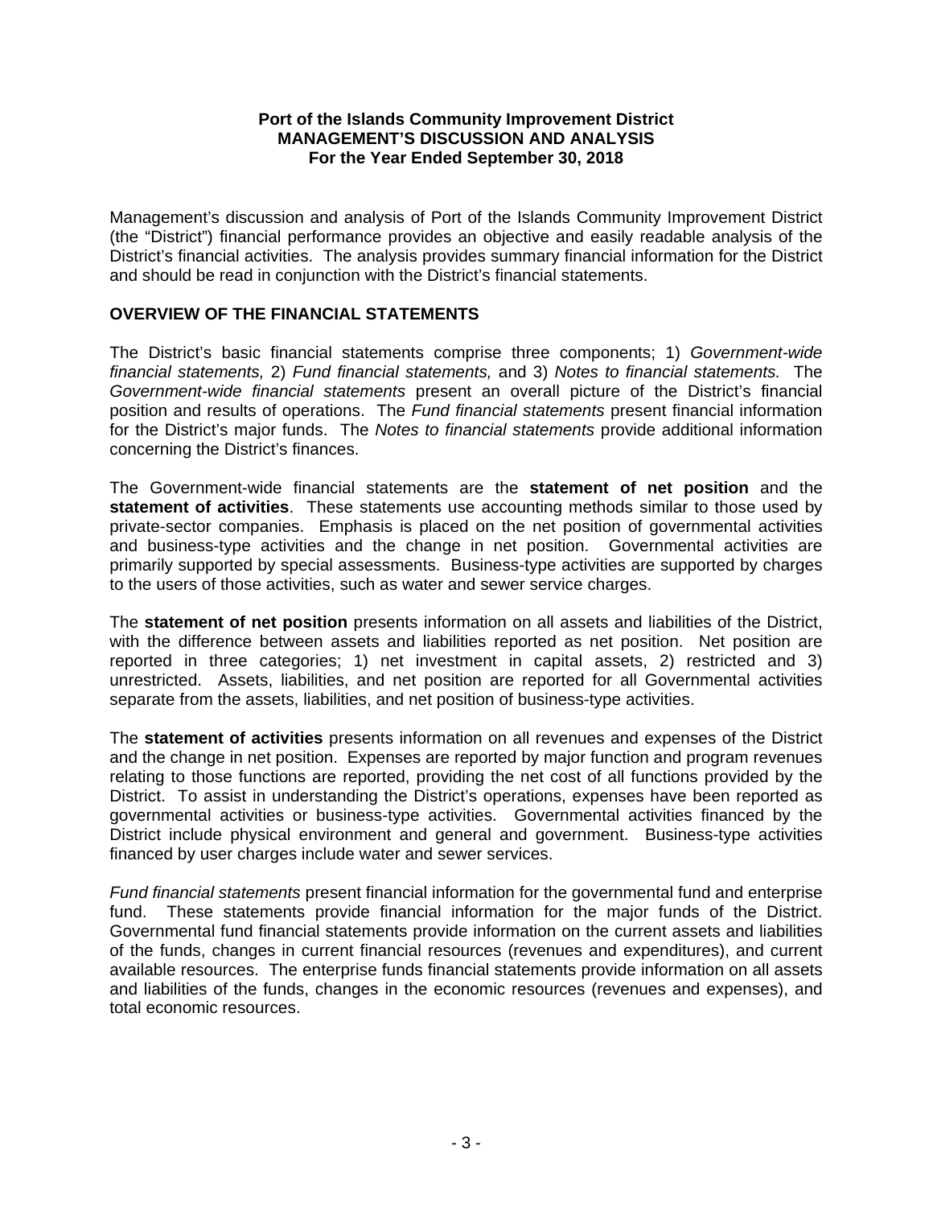**Port of the Islands Community Improvement District**
**MANAGEMENT'S DISCUSSION AND ANALYSIS**
**For the Year Ended September 30, 2018**

Management's discussion and analysis of Port of the Islands Community Improvement District (the "District") financial performance provides an objective and easily readable analysis of the District's financial activities. The analysis provides summary financial information for the District and should be read in conjunction with the District's financial statements.

## OVERVIEW OF THE FINANCIAL STATEMENTS

The District's basic financial statements comprise three components; 1) *Government-wide financial statements,* 2) *Fund financial statements,* and 3) *Notes to financial statements.* The *Government-wide financial statements* present an overall picture of the District's financial position and results of operations. The *Fund financial statements* present financial information for the District's major funds. The *Notes to financial statements* provide additional information concerning the District's finances.

The Government-wide financial statements are the **statement of net position** and the **statement of activities**. These statements use accounting methods similar to those used by private-sector companies. Emphasis is placed on the net position of governmental activities and business-type activities and the change in net position. Governmental activities are primarily supported by special assessments. Business-type activities are supported by charges to the users of those activities, such as water and sewer service charges.

The **statement of net position** presents information on all assets and liabilities of the District, with the difference between assets and liabilities reported as net position. Net position are reported in three categories; 1) net investment in capital assets, 2) restricted and 3) unrestricted. Assets, liabilities, and net position are reported for all Governmental activities separate from the assets, liabilities, and net position of business-type activities.

The **statement of activities** presents information on all revenues and expenses of the District and the change in net position. Expenses are reported by major function and program revenues relating to those functions are reported, providing the net cost of all functions provided by the District. To assist in understanding the District's operations, expenses have been reported as governmental activities or business-type activities. Governmental activities financed by the District include physical environment and general and government. Business-type activities financed by user charges include water and sewer services.

*Fund financial statements* present financial information for the governmental fund and enterprise fund. These statements provide financial information for the major funds of the District. Governmental fund financial statements provide information on the current assets and liabilities of the funds, changes in current financial resources (revenues and expenditures), and current available resources. The enterprise funds financial statements provide information on all assets and liabilities of the funds, changes in the economic resources (revenues and expenses), and total economic resources.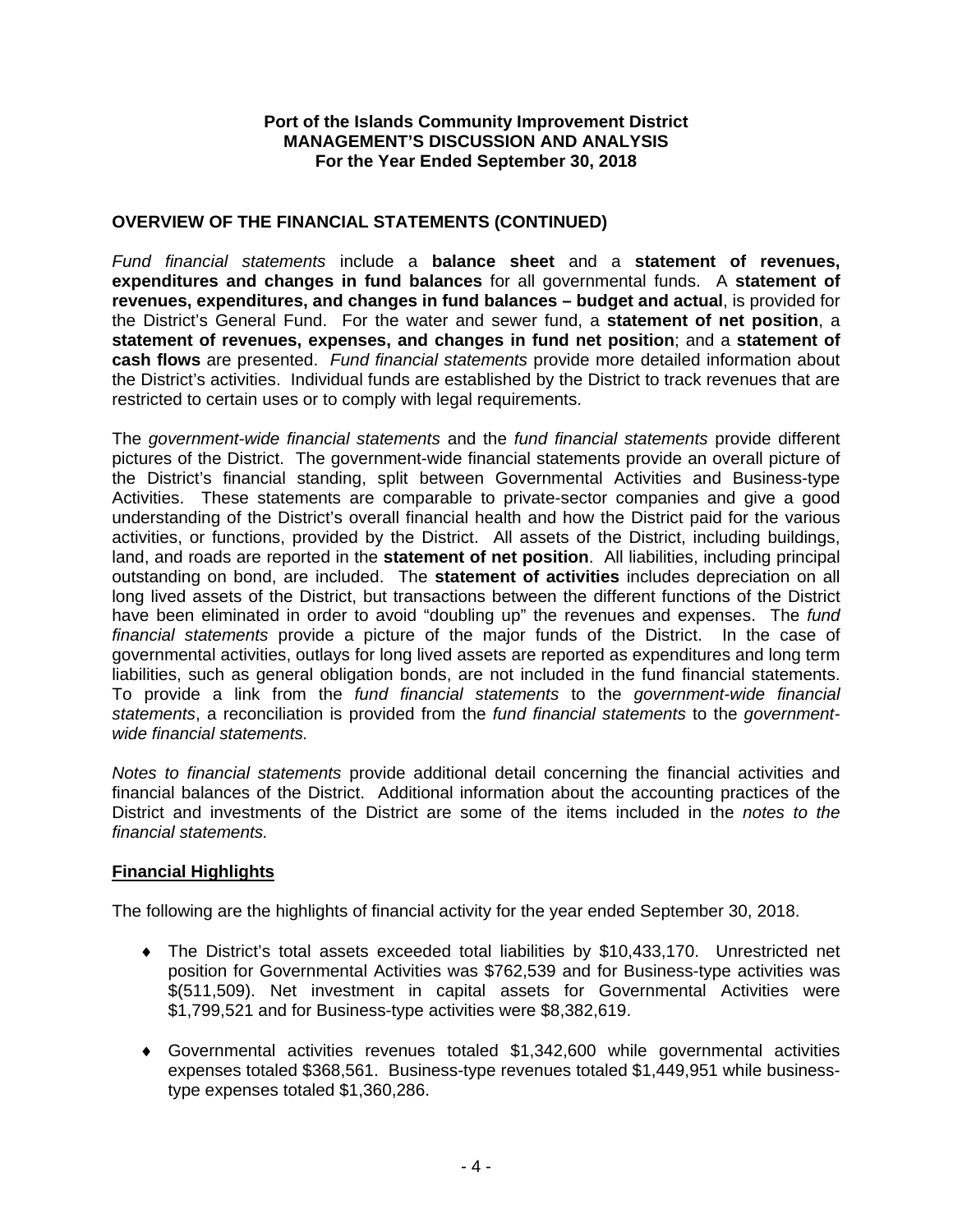## OVERVIEW OF THE FINANCIAL STATEMENTS (CONTINUED)

*Fund financial statements* include a **balance sheet** and a **statement of revenues, expenditures and changes in fund balances** for all governmental funds. A **statement of revenues, expenditures, and changes in fund balances – budget and actual**, is provided for the District's General Fund. For the water and sewer fund, a **statement of net position**, a **statement of revenues, expenses, and changes in fund net position**; and a **statement of cash flows** are presented. *Fund financial statements* provide more detailed information about the District's activities. Individual funds are established by the District to track revenues that are restricted to certain uses or to comply with legal requirements.

The *government-wide financial statements* and the *fund financial statements* provide different pictures of the District. The government-wide financial statements provide an overall picture of the District's financial standing, split between Governmental Activities and Business-type Activities. These statements are comparable to private-sector companies and give a good understanding of the District's overall financial health and how the District paid for the various activities, or functions, provided by the District. All assets of the District, including buildings, land, and roads are reported in the **statement of net position**. All liabilities, including principal outstanding on bond, are included. The **statement of activities** includes depreciation on all long lived assets of the District, but transactions between the different functions of the District have been eliminated in order to avoid "doubling up" the revenues and expenses. The *fund financial statements* provide a picture of the major funds of the District. In the case of governmental activities, outlays for long lived assets are reported as expenditures and long term liabilities, such as general obligation bonds, are not included in the fund financial statements. To provide a link from the *fund financial statements* to the *government-wide financial statements*, a reconciliation is provided from the *fund financial statements* to the *government-wide financial statements.*

*Notes to financial statements* provide additional detail concerning the financial activities and financial balances of the District. Additional information about the accounting practices of the District and investments of the District are some of the items included in the *notes to the financial statements.*

## Financial Highlights

The following are the highlights of financial activity for the year ended September 30, 2018.

- The District's total assets exceeded total liabilities by $10,433,170. Unrestricted net position for Governmental Activities was $762,539 and for Business-type activities was $(511,509). Net investment in capital assets for Governmental Activities were $1,799,521 and for Business-type activities were $8,382,619.
- Governmental activities revenues totaled $1,342,600 while governmental activities expenses totaled $368,561. Business-type revenues totaled $1,449,951 while business-type expenses totaled $1,360,286.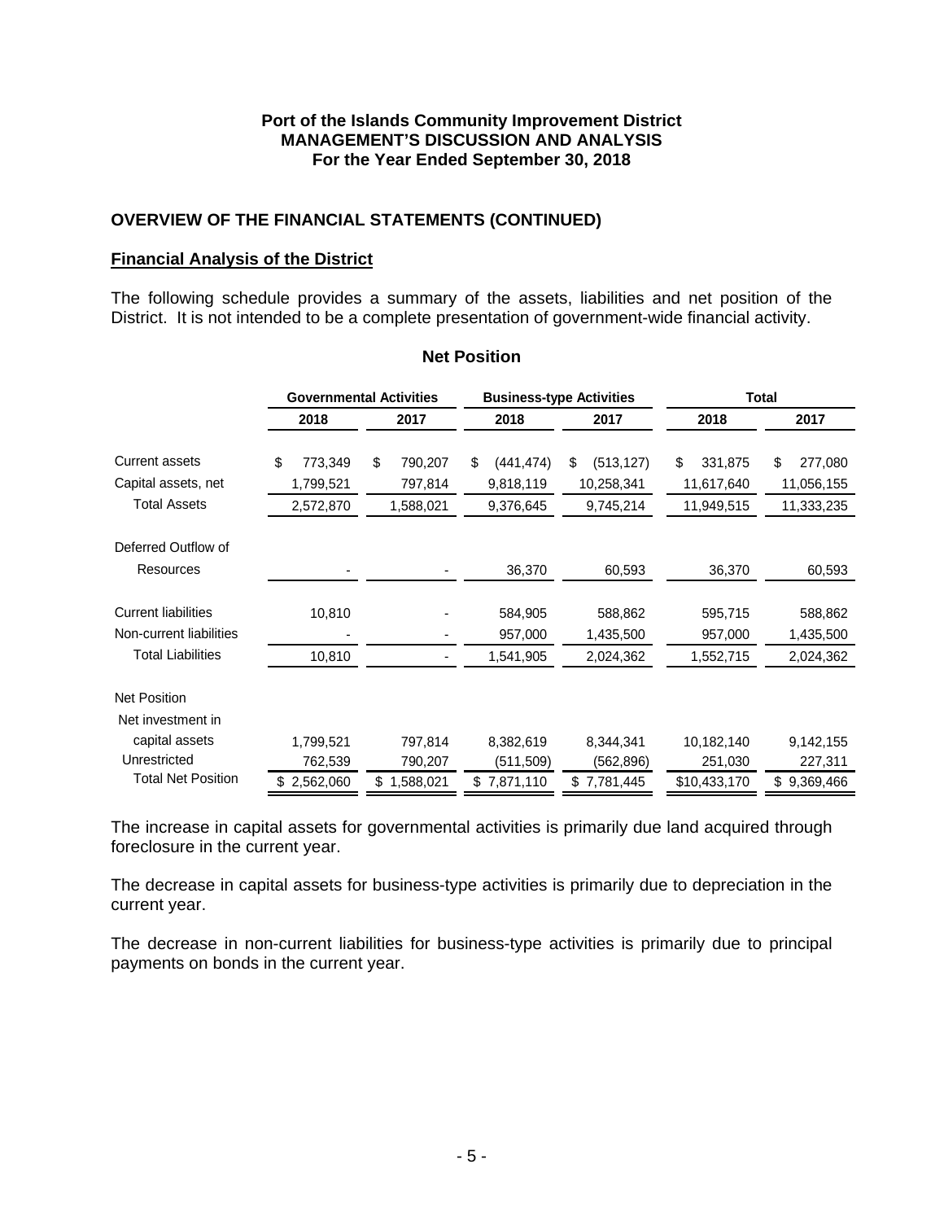**Port of the Islands Community Improvement District**
**MANAGEMENT'S DISCUSSION AND ANALYSIS**
**For the Year Ended September 30, 2018**

## OVERVIEW OF THE FINANCIAL STATEMENTS (CONTINUED)

### Financial Analysis of the District

The following schedule provides a summary of the assets, liabilities and net position of the District. It is not intended to be a complete presentation of government-wide financial activity.

**Net Position**

| | Governmental Activities | | Business-type Activities | | Total | |
|---|---|---|---|---|---|---|
| | 2018 | 2017 | 2018 | 2017 | 2018 | 2017 |
| Current assets | $ 773,349 | $ 790,207 | $ (441,474) | $ (513,127) | $ 331,875 | $ 277,080 |
| Capital assets, net | 1,799,521 | 797,814 | 9,818,119 | 10,258,341 | 11,617,640 | 11,056,155 |
| Total Assets | 2,572,870 | 1,588,021 | 9,376,645 | 9,745,214 | 11,949,515 | 11,333,235 |
| Deferred Outflow of Resources | - | - | 36,370 | 60,593 | 36,370 | 60,593 |
| Current liabilities | 10,810 | - | 584,905 | 588,862 | 595,715 | 588,862 |
| Non-current liabilities | - | - | 957,000 | 1,435,500 | 957,000 | 1,435,500 |
| Total Liabilities | 10,810 | - | 1,541,905 | 2,024,362 | 1,552,715 | 2,024,362 |
| Net Position | | | | | | |
| Net investment in capital assets | 1,799,521 | 797,814 | 8,382,619 | 8,344,341 | 10,182,140 | 9,142,155 |
| Unrestricted | 762,539 | 790,207 | (511,509) | (562,896) | 251,030 | 227,311 |
| Total Net Position | $ 2,562,060 | $ 1,588,021 | $ 7,871,110 | $ 7,781,445 | $10,433,170 | $ 9,369,466 |

The increase in capital assets for governmental activities is primarily due land acquired through foreclosure in the current year.

The decrease in capital assets for business-type activities is primarily due to depreciation in the current year.

The decrease in non-current liabilities for business-type activities is primarily due to principal payments on bonds in the current year.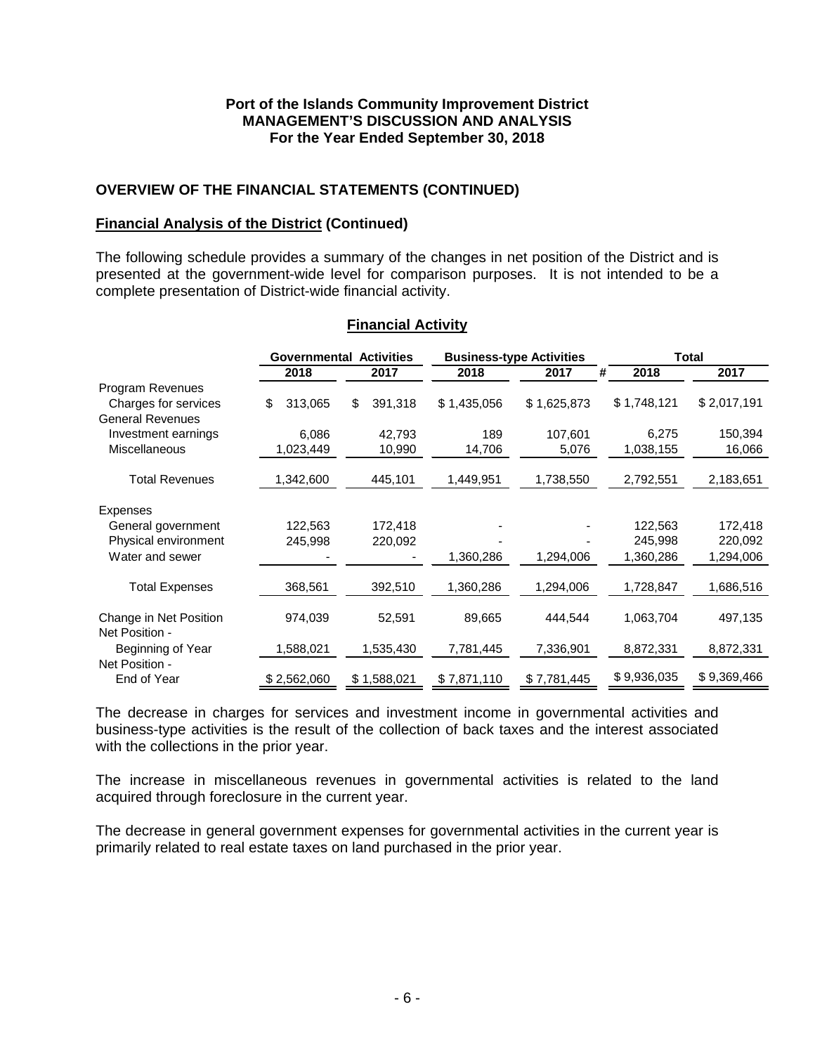**Port of the Islands Community Improvement District**
**MANAGEMENT'S DISCUSSION AND ANALYSIS**
**For the Year Ended September 30, 2018**

## OVERVIEW OF THE FINANCIAL STATEMENTS (CONTINUED)

### Financial Analysis of the District (Continued)

The following schedule provides a summary of the changes in net position of the District and is presented at the government-wide level for comparison purposes. It is not intended to be a complete presentation of District-wide financial activity.

**Financial Activity**

| | Governmental Activities | | Business-type Activities | | Total | |
|---|---|---|---|---|---|---|
| | 2018 | 2017 | 2018 | 2017 | 2018 | 2017 |
| Program Revenues | | | | | | |
| Charges for services | $ 313,065 | $ 391,318 | $ 1,435,056 | $ 1,625,873 | $ 1,748,121 | $ 2,017,191 |
| General Revenues | | | | | | |
| Investment earnings | 6,086 | 42,793 | 189 | 107,601 | 6,275 | 150,394 |
| Miscellaneous | 1,023,449 | 10,990 | 14,706 | 5,076 | 1,038,155 | 16,066 |
| Total Revenues | 1,342,600 | 445,101 | 1,449,951 | 1,738,550 | 2,792,551 | 2,183,651 |
| Expenses | | | | | | |
| General government | 122,563 | 172,418 | - | - | 122,563 | 172,418 |
| Physical environment | 245,998 | 220,092 | - | - | 245,998 | 220,092 |
| Water and sewer | - | - | 1,360,286 | 1,294,006 | 1,360,286 | 1,294,006 |
| Total Expenses | 368,561 | 392,510 | 1,360,286 | 1,294,006 | 1,728,847 | 1,686,516 |
| Change in Net Position | 974,039 | 52,591 | 89,665 | 444,544 | 1,063,704 | 497,135 |
| Net Position - Beginning of Year | 1,588,021 | 1,535,430 | 7,781,445 | 7,336,901 | 8,872,331 | 8,872,331 |
| Net Position - End of Year | $ 2,562,060 | $ 1,588,021 | $ 7,871,110 | $ 7,781,445 | $ 9,936,035 | $ 9,369,466 |

The decrease in charges for services and investment income in governmental activities and business-type activities is the result of the collection of back taxes and the interest associated with the collections in the prior year.

The increase in miscellaneous revenues in governmental activities is related to the land acquired through foreclosure in the current year.

The decrease in general government expenses for governmental activities in the current year is primarily related to real estate taxes on land purchased in the prior year.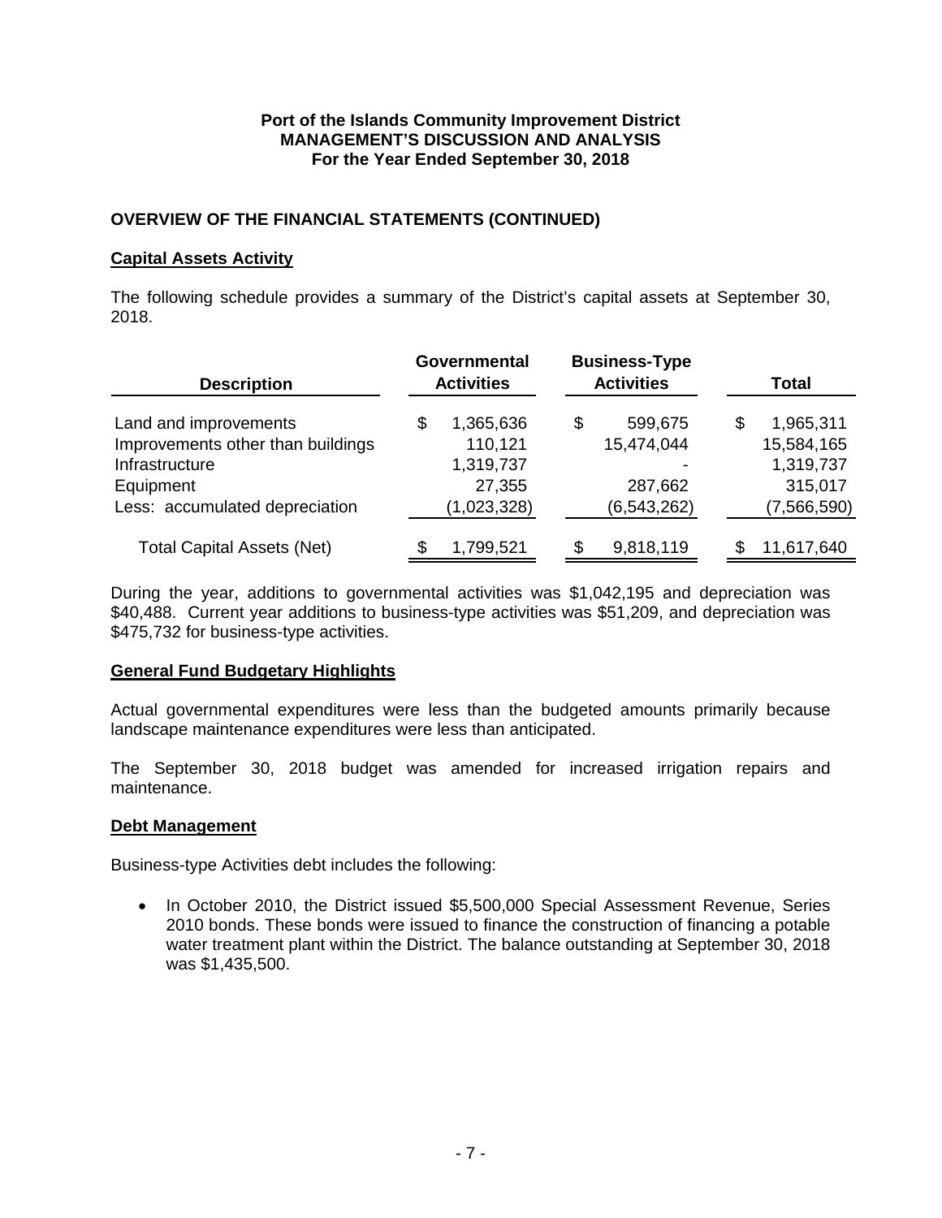**Port of the Islands Community Improvement District**
**MANAGEMENT'S DISCUSSION AND ANALYSIS**
**For the Year Ended September 30, 2018**

## OVERVIEW OF THE FINANCIAL STATEMENTS (CONTINUED)

### Capital Assets Activity

The following schedule provides a summary of the District's capital assets at September 30, 2018.

| Description | Governmental Activities | Business-Type Activities | Total |
|---|---|---|---|
| Land and improvements | $ 1,365,636 | $ 599,675 | $ 1,965,311 |
| Improvements other than buildings | 110,121 | 15,474,044 | 15,584,165 |
| Infrastructure | 1,319,737 | - | 1,319,737 |
| Equipment | 27,355 | 287,662 | 315,017 |
| Less: accumulated depreciation | (1,023,328) | (6,543,262) | (7,566,590) |
| Total Capital Assets (Net) | $ 1,799,521 | $ 9,818,119 | $ 11,617,640 |

During the year, additions to governmental activities was $1,042,195 and depreciation was $40,488. Current year additions to business-type activities was $51,209, and depreciation was $475,732 for business-type activities.

### General Fund Budgetary Highlights

Actual governmental expenditures were less than the budgeted amounts primarily because landscape maintenance expenditures were less than anticipated.

The September 30, 2018 budget was amended for increased irrigation repairs and maintenance.

### Debt Management

Business-type Activities debt includes the following:

- In October 2010, the District issued $5,500,000 Special Assessment Revenue, Series 2010 bonds. These bonds were issued to finance the construction of financing a potable water treatment plant within the District. The balance outstanding at September 30, 2018 was $1,435,500.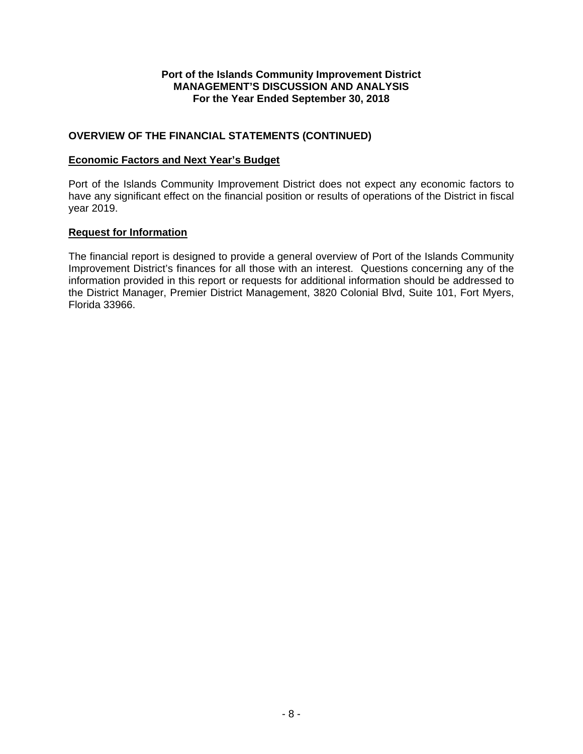**Port of the Islands Community Improvement District**
**MANAGEMENT'S DISCUSSION AND ANALYSIS**
**For the Year Ended September 30, 2018**

## OVERVIEW OF THE FINANCIAL STATEMENTS (CONTINUED)

### Economic Factors and Next Year's Budget

Port of the Islands Community Improvement District does not expect any economic factors to have any significant effect on the financial position or results of operations of the District in fiscal year 2019.

### Request for Information

The financial report is designed to provide a general overview of Port of the Islands Community Improvement District's finances for all those with an interest. Questions concerning any of the information provided in this report or requests for additional information should be addressed to the District Manager, Premier District Management, 3820 Colonial Blvd, Suite 101, Fort Myers, Florida 33966.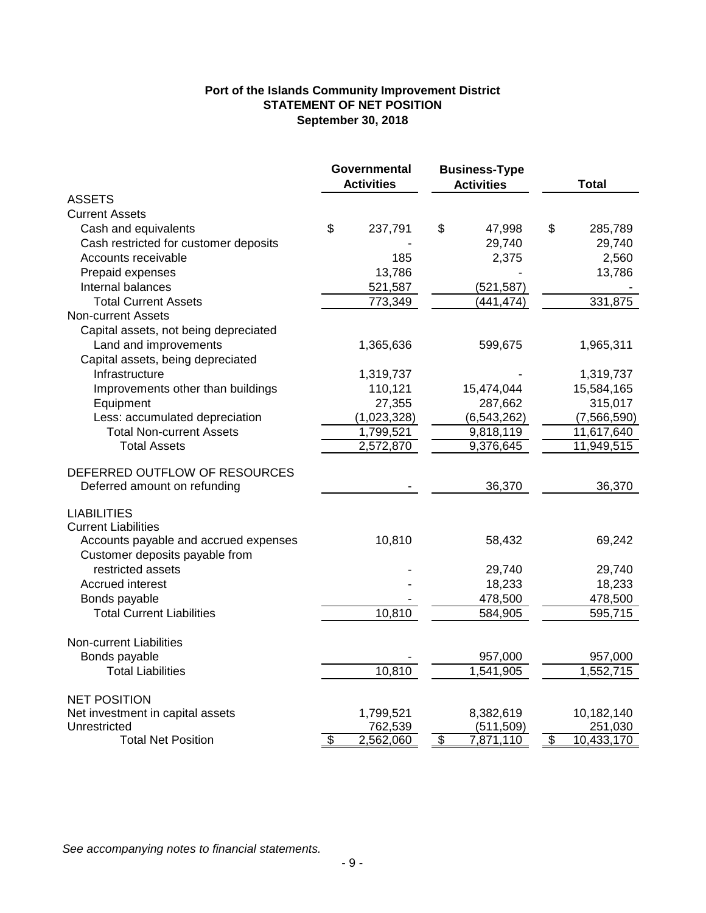**Port of the Islands Community Improvement District**
**STATEMENT OF NET POSITION**
**September 30, 2018**

| | Governmental Activities | Business-Type Activities | Total |
|---|---|---|---|
| **ASSETS** | | | |
| Current Assets | | | |
| Cash and equivalents | $ 237,791 | $ 47,998 | $ 285,789 |
| Cash restricted for customer deposits | - | 29,740 | 29,740 |
| Accounts receivable | 185 | 2,375 | 2,560 |
| Prepaid expenses | 13,786 | - | 13,786 |
| Internal balances | 521,587 | (521,587) | - |
| Total Current Assets | 773,349 | (441,474) | 331,875 |
| Non-current Assets | | | |
| Capital assets, not being depreciated | | | |
| Land and improvements | 1,365,636 | 599,675 | 1,965,311 |
| Capital assets, being depreciated | | | |
| Infrastructure | 1,319,737 | - | 1,319,737 |
| Improvements other than buildings | 110,121 | 15,474,044 | 15,584,165 |
| Equipment | 27,355 | 287,662 | 315,017 |
| Less: accumulated depreciation | (1,023,328) | (6,543,262) | (7,566,590) |
| Total Non-current Assets | 1,799,521 | 9,818,119 | 11,617,640 |
| Total Assets | 2,572,870 | 9,376,645 | 11,949,515 |
| **DEFERRED OUTFLOW OF RESOURCES** | | | |
| Deferred amount on refunding | - | 36,370 | 36,370 |
| **LIABILITIES** | | | |
| Current Liabilities | | | |
| Accounts payable and accrued expenses | 10,810 | 58,432 | 69,242 |
| Customer deposits payable from restricted assets | - | 29,740 | 29,740 |
| Accrued interest | - | 18,233 | 18,233 |
| Bonds payable | - | 478,500 | 478,500 |
| Total Current Liabilities | 10,810 | 584,905 | 595,715 |
| Non-current Liabilities | | | |
| Bonds payable | - | 957,000 | 957,000 |
| Total Liabilities | 10,810 | 1,541,905 | 1,552,715 |
| **NET POSITION** | | | |
| Net investment in capital assets | 1,799,521 | 8,382,619 | 10,182,140 |
| Unrestricted | 762,539 | (511,509) | 251,030 |
| Total Net Position | $ 2,562,060 | $ 7,871,110 | $ 10,433,170 |

*See accompanying notes to financial statements.*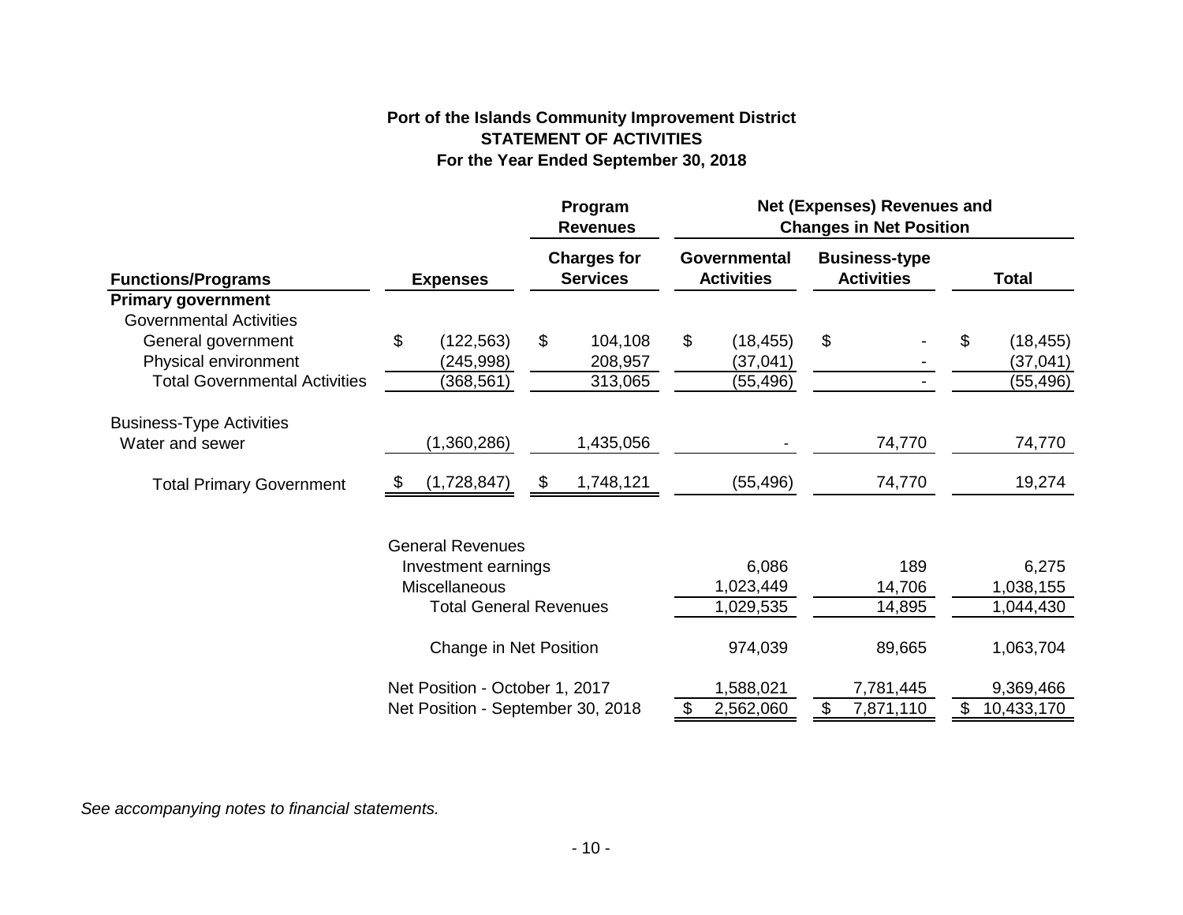# Port of the Islands Community Improvement District

## STATEMENT OF ACTIVITIES

### For the Year Ended September 30, 2018

| | | Program Revenues | Net (Expenses) Revenues and Changes in Net Position | | |
|---|---|---|---|---|---|
| **Functions/Programs** | **Expenses** | **Charges for Services** | **Governmental Activities** | **Business-type Activities** | **Total** |
| **Primary government** | | | | | |
| Governmental Activities | | | | | |
| General government | $ (122,563) | $ 104,108 | $ (18,455) | $ - | $ (18,455) |
| Physical environment | (245,998) | 208,957 | (37,041) | - | (37,041) |
| Total Governmental Activities | (368,561) | 313,065 | (55,496) | - | (55,496) |
| Business-Type Activities | | | | | |
| Water and sewer | (1,360,286) | 1,435,056 | - | 74,770 | 74,770 |
| Total Primary Government | $ (1,728,847) | $ 1,748,121 | (55,496) | 74,770 | 19,274 |
| | | | | | |
| | General Revenues | | | | |
| | Investment earnings | | 6,086 | 189 | 6,275 |
| | Miscellaneous | | 1,023,449 | 14,706 | 1,038,155 |
| | Total General Revenues | | 1,029,535 | 14,895 | 1,044,430 |
| | Change in Net Position | | 974,039 | 89,665 | 1,063,704 |
| | Net Position - October 1, 2017 | | 1,588,021 | 7,781,445 | 9,369,466 |
| | Net Position - September 30, 2018 | | $ 2,562,060 | $ 7,871,110 | $ 10,433,170 |

*See accompanying notes to financial statements.*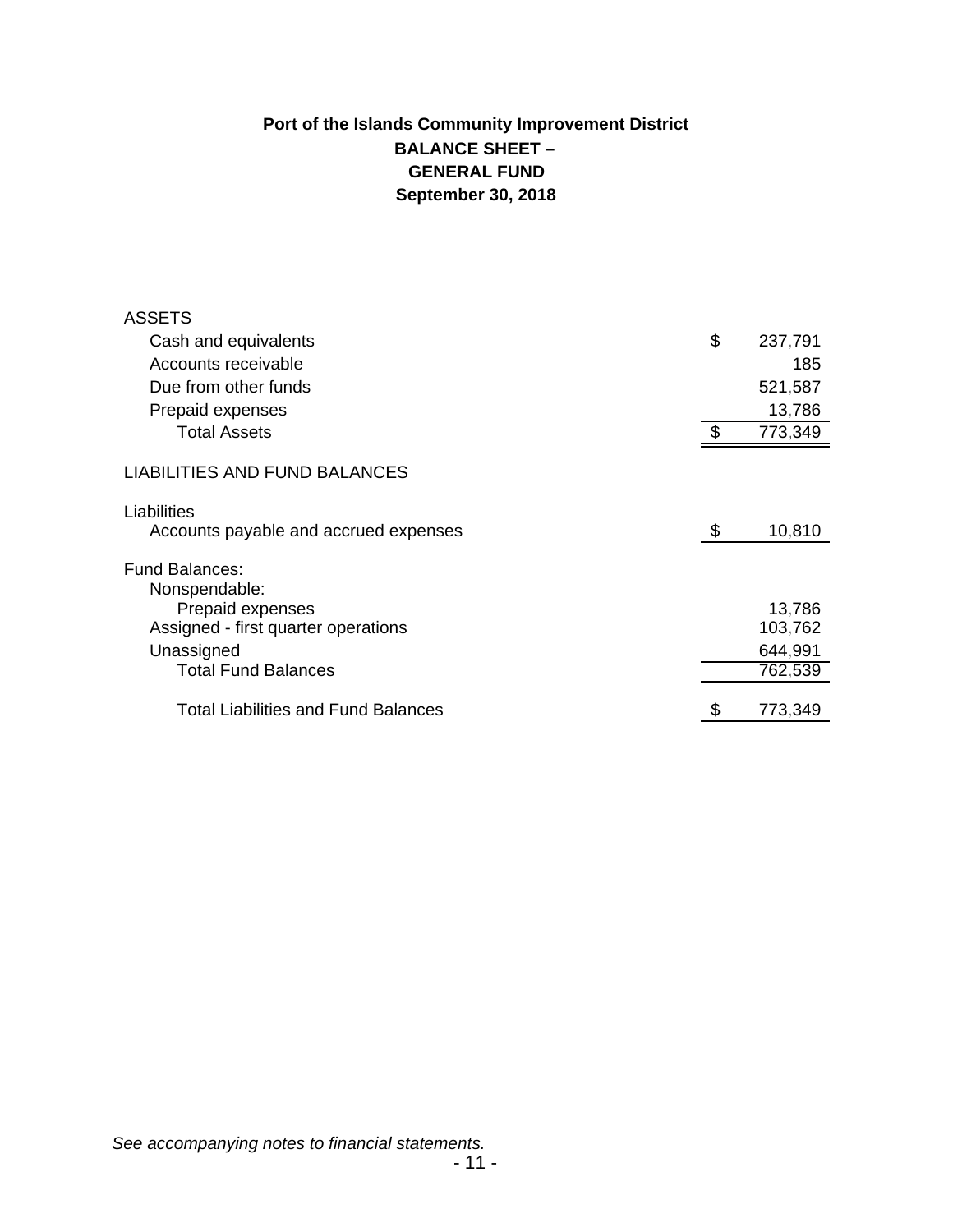# Port of the Islands Community Improvement District

## BALANCE SHEET – GENERAL FUND

### September 30, 2018

| | | |
|---|---|---|
| ASSETS | | |
| Cash and equivalents | $ | 237,791 |
| Accounts receivable | | 185 |
| Due from other funds | | 521,587 |
| Prepaid expenses | | 13,786 |
| Total Assets | $ | 773,349 |
| LIABILITIES AND FUND BALANCES | | |
| Liabilities | | |
| Accounts payable and accrued expenses | $ | 10,810 |
| Fund Balances: | | |
| Nonspendable: | | |
| Prepaid expenses | | 13,786 |
| Assigned - first quarter operations | | 103,762 |
| Unassigned | | 644,991 |
| Total Fund Balances | | 762,539 |
| Total Liabilities and Fund Balances | $ | 773,349 |

*See accompanying notes to financial statements.*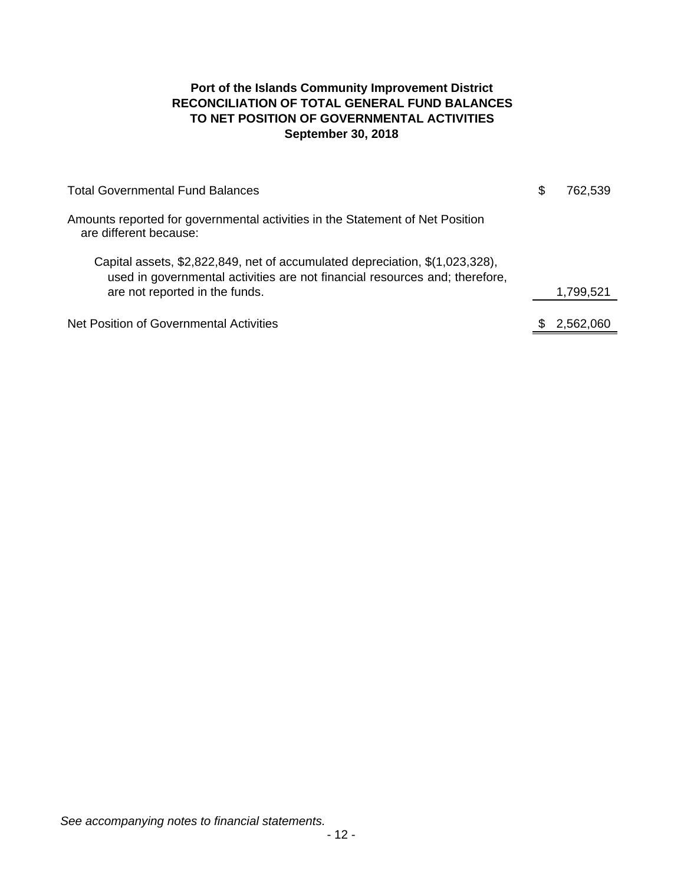# Port of the Islands Community Improvement District
## RECONCILIATION OF TOTAL GENERAL FUND BALANCES TO NET POSITION OF GOVERNMENTAL ACTIVITIES
### September 30, 2018

| | |
|---|---|
| Total Governmental Fund Balances | $ 762,539 |
| Amounts reported for governmental activities in the Statement of Net Position are different because: | |
| Capital assets, $2,822,849, net of accumulated depreciation, $(1,023,328), used in governmental activities are not financial resources and; therefore, are not reported in the funds. | 1,799,521 |
| Net Position of Governmental Activities | $ 2,562,060 |

*See accompanying notes to financial statements.*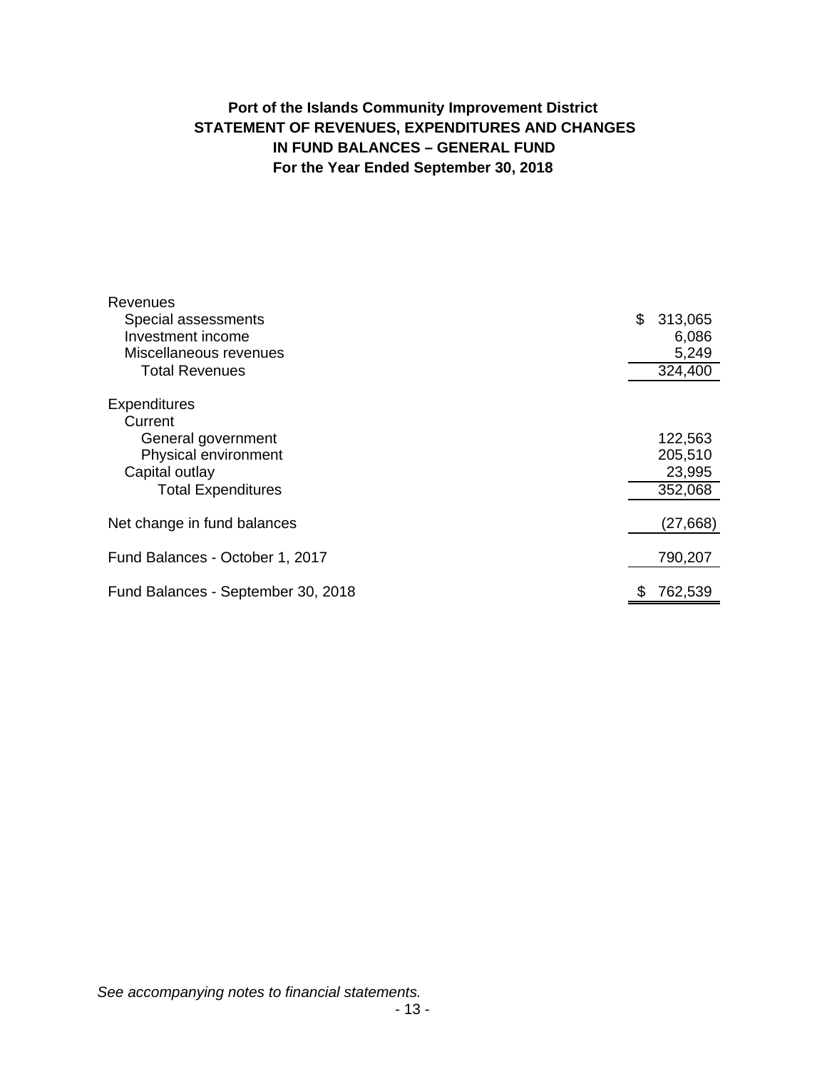# Port of the Islands Community Improvement District
## STATEMENT OF REVENUES, EXPENDITURES AND CHANGES IN FUND BALANCES – GENERAL FUND
### For the Year Ended September 30, 2018

| | |
|---|---|
| Revenues | |
| Special assessments | $ 313,065 |
| Investment income | 6,086 |
| Miscellaneous revenues | 5,249 |
| Total Revenues | 324,400 |
| Expenditures | |
| Current | |
| General government | 122,563 |
| Physical environment | 205,510 |
| Capital outlay | 23,995 |
| Total Expenditures | 352,068 |
| Net change in fund balances | (27,668) |
| Fund Balances - October 1, 2017 | 790,207 |
| Fund Balances - September 30, 2018 | $ 762,539 |

*See accompanying notes to financial statements.*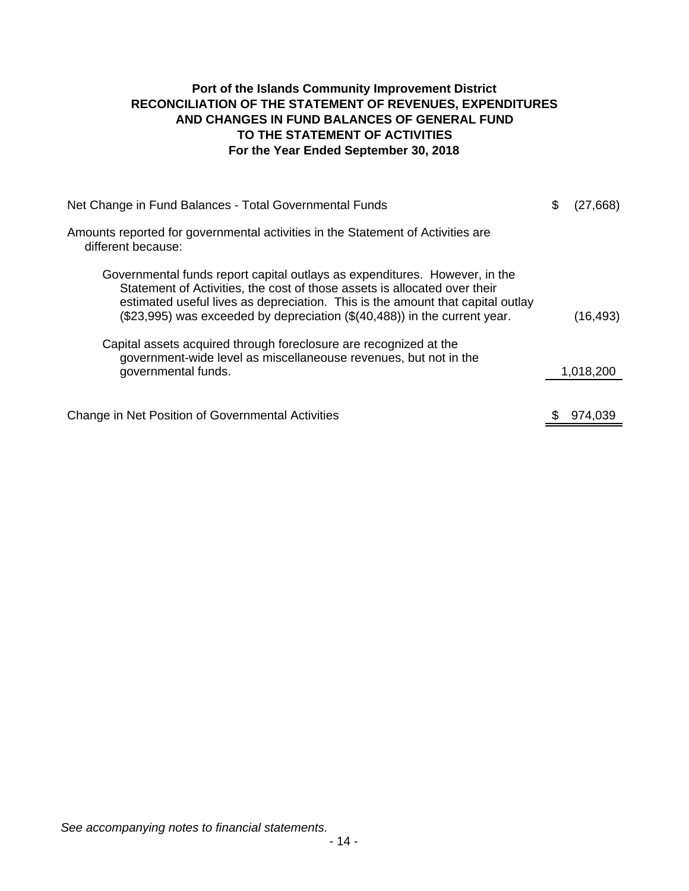# Port of the Islands Community Improvement District
## RECONCILIATION OF THE STATEMENT OF REVENUES, EXPENDITURES AND CHANGES IN FUND BALANCES OF GENERAL FUND TO THE STATEMENT OF ACTIVITIES
### For the Year Ended September 30, 2018

| | |
|---|---|
| Net Change in Fund Balances - Total Governmental Funds | $ (27,668) |
| Amounts reported for governmental activities in the Statement of Activities are different because: | |
| Governmental funds report capital outlays as expenditures. However, in the Statement of Activities, the cost of those assets is allocated over their estimated useful lives as depreciation. This is the amount that capital outlay ($23,995) was exceeded by depreciation ($(40,488)) in the current year. | (16,493) |
| Capital assets acquired through foreclosure are recognized at the government-wide level as miscellaneouse revenues, but not in the governmental funds. | 1,018,200 |
| Change in Net Position of Governmental Activities | $ 974,039 |

*See accompanying notes to financial statements.*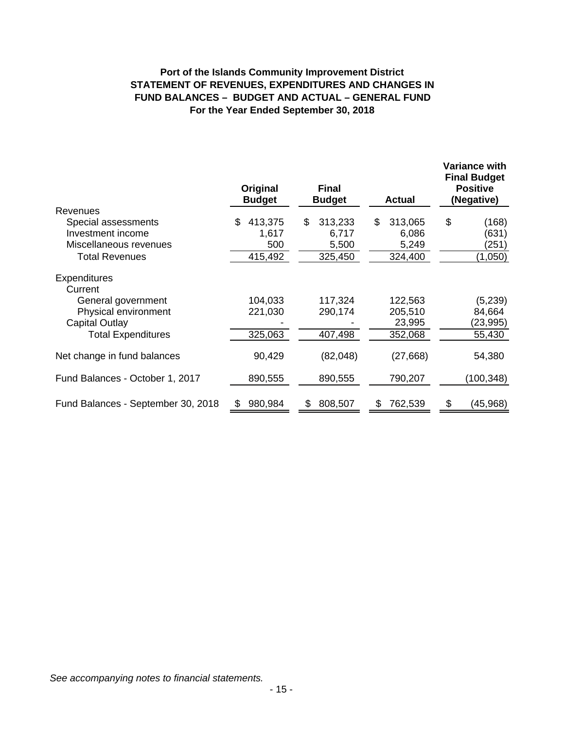**Port of the Islands Community Improvement District**
**STATEMENT OF REVENUES, EXPENDITURES AND CHANGES IN FUND BALANCES – BUDGET AND ACTUAL – GENERAL FUND**
**For the Year Ended September 30, 2018**

| | Original Budget | Final Budget | Actual | Variance with Final Budget Positive (Negative) |
|---|---|---|---|---|
| Revenues | | | | |
| Special assessments | $ 413,375 | $ 313,233 | $ 313,065 | $ (168) |
| Investment income | 1,617 | 6,717 | 6,086 | (631) |
| Miscellaneous revenues | 500 | 5,500 | 5,249 | (251) |
| Total Revenues | 415,492 | 325,450 | 324,400 | (1,050) |
| Expenditures | | | | |
| Current | | | | |
| General government | 104,033 | 117,324 | 122,563 | (5,239) |
| Physical environment | 221,030 | 290,174 | 205,510 | 84,664 |
| Capital Outlay | - | - | 23,995 | (23,995) |
| Total Expenditures | 325,063 | 407,498 | 352,068 | 55,430 |
| Net change in fund balances | 90,429 | (82,048) | (27,668) | 54,380 |
| Fund Balances - October 1, 2017 | 890,555 | 890,555 | 790,207 | (100,348) |
| Fund Balances - September 30, 2018 | $ 980,984 | $ 808,507 | $ 762,539 | $ (45,968) |

*See accompanying notes to financial statements.*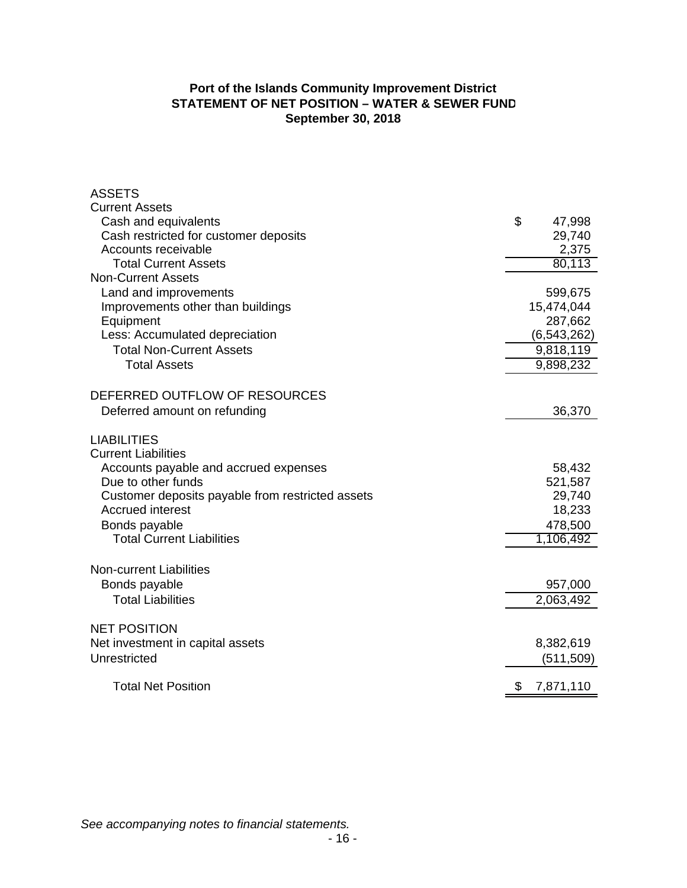**Port of the Islands Community Improvement District**
**STATEMENT OF NET POSITION – WATER & SEWER FUND**
**September 30, 2018**

| | |
|---|---|
| ASSETS | |
| Current Assets | |
| Cash and equivalents | $ 47,998 |
| Cash restricted for customer deposits | 29,740 |
| Accounts receivable | 2,375 |
| Total Current Assets | 80,113 |
| Non-Current Assets | |
| Land and improvements | 599,675 |
| Improvements other than buildings | 15,474,044 |
| Equipment | 287,662 |
| Less: Accumulated depreciation | (6,543,262) |
| Total Non-Current Assets | 9,818,119 |
| Total Assets | 9,898,232 |
| DEFERRED OUTFLOW OF RESOURCES | |
| Deferred amount on refunding | 36,370 |
| LIABILITIES | |
| Current Liabilities | |
| Accounts payable and accrued expenses | 58,432 |
| Due to other funds | 521,587 |
| Customer deposits payable from restricted assets | 29,740 |
| Accrued interest | 18,233 |
| Bonds payable | 478,500 |
| Total Current Liabilities | 1,106,492 |
| Non-current Liabilities | |
| Bonds payable | 957,000 |
| Total Liabilities | 2,063,492 |
| NET POSITION | |
| Net investment in capital assets | 8,382,619 |
| Unrestricted | (511,509) |
| Total Net Position | $ 7,871,110 |

*See accompanying notes to financial statements.*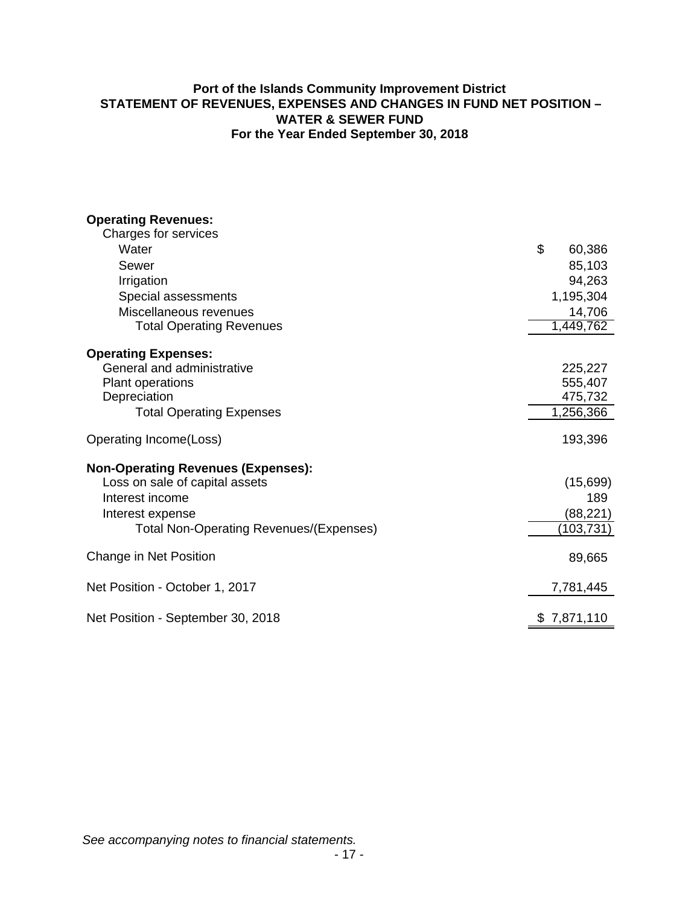**Port of the Islands Community Improvement District**
**STATEMENT OF REVENUES, EXPENSES AND CHANGES IN FUND NET POSITION – WATER & SEWER FUND**
**For the Year Ended September 30, 2018**

| | |
|---|---|
| **Operating Revenues:** | |
| Charges for services | |
| Water | $ 60,386 |
| Sewer | 85,103 |
| Irrigation | 94,263 |
| Special assessments | 1,195,304 |
| Miscellaneous revenues | 14,706 |
| Total Operating Revenues | 1,449,762 |
| **Operating Expenses:** | |
| General and administrative | 225,227 |
| Plant operations | 555,407 |
| Depreciation | 475,732 |
| Total Operating Expenses | 1,256,366 |
| Operating Income(Loss) | 193,396 |
| **Non-Operating Revenues (Expenses):** | |
| Loss on sale of capital assets | (15,699) |
| Interest income | 189 |
| Interest expense | (88,221) |
| Total Non-Operating Revenues/(Expenses) | (103,731) |
| Change in Net Position | 89,665 |
| Net Position - October 1, 2017 | 7,781,445 |
| Net Position - September 30, 2018 | $ 7,871,110 |

*See accompanying notes to financial statements.*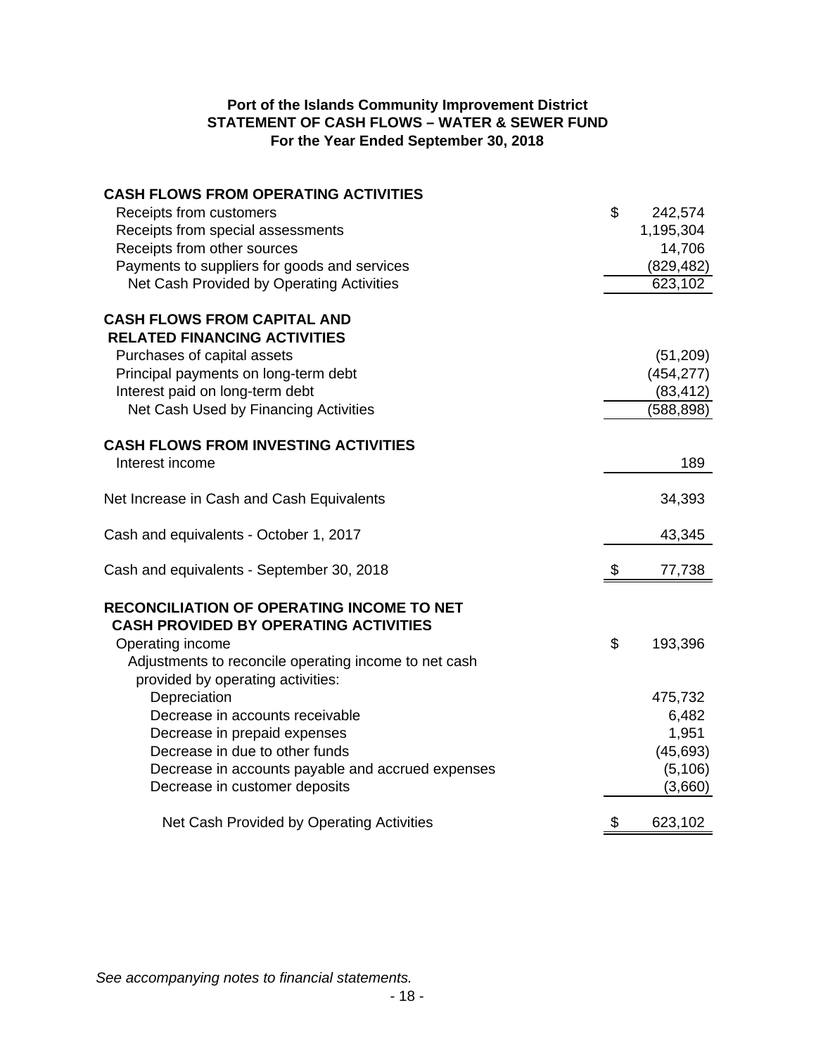**Port of the Islands Community Improvement District**
**STATEMENT OF CASH FLOWS – WATER & SEWER FUND**
**For the Year Ended September 30, 2018**

| | |
|---|---|
| **CASH FLOWS FROM OPERATING ACTIVITIES** | |
| Receipts from customers | $ 242,574 |
| Receipts from special assessments | 1,195,304 |
| Receipts from other sources | 14,706 |
| Payments to suppliers for goods and services | (829,482) |
| Net Cash Provided by Operating Activities | 623,102 |
| **CASH FLOWS FROM CAPITAL AND RELATED FINANCING ACTIVITIES** | |
| Purchases of capital assets | (51,209) |
| Principal payments on long-term debt | (454,277) |
| Interest paid on long-term debt | (83,412) |
| Net Cash Used by Financing Activities | (588,898) |
| **CASH FLOWS FROM INVESTING ACTIVITIES** | |
| Interest income | 189 |
| Net Increase in Cash and Cash Equivalents | 34,393 |
| Cash and equivalents - October 1, 2017 | 43,345 |
| Cash and equivalents - September 30, 2018 | $ 77,738 |
| **RECONCILIATION OF OPERATING INCOME TO NET CASH PROVIDED BY OPERATING ACTIVITIES** | |
| Operating income | $ 193,396 |
| Adjustments to reconcile operating income to net cash provided by operating activities: | |
| Depreciation | 475,732 |
| Decrease in accounts receivable | 6,482 |
| Decrease in prepaid expenses | 1,951 |
| Decrease in due to other funds | (45,693) |
| Decrease in accounts payable and accrued expenses | (5,106) |
| Decrease in customer deposits | (3,660) |
| Net Cash Provided by Operating Activities | $ 623,102 |

*See accompanying notes to financial statements.*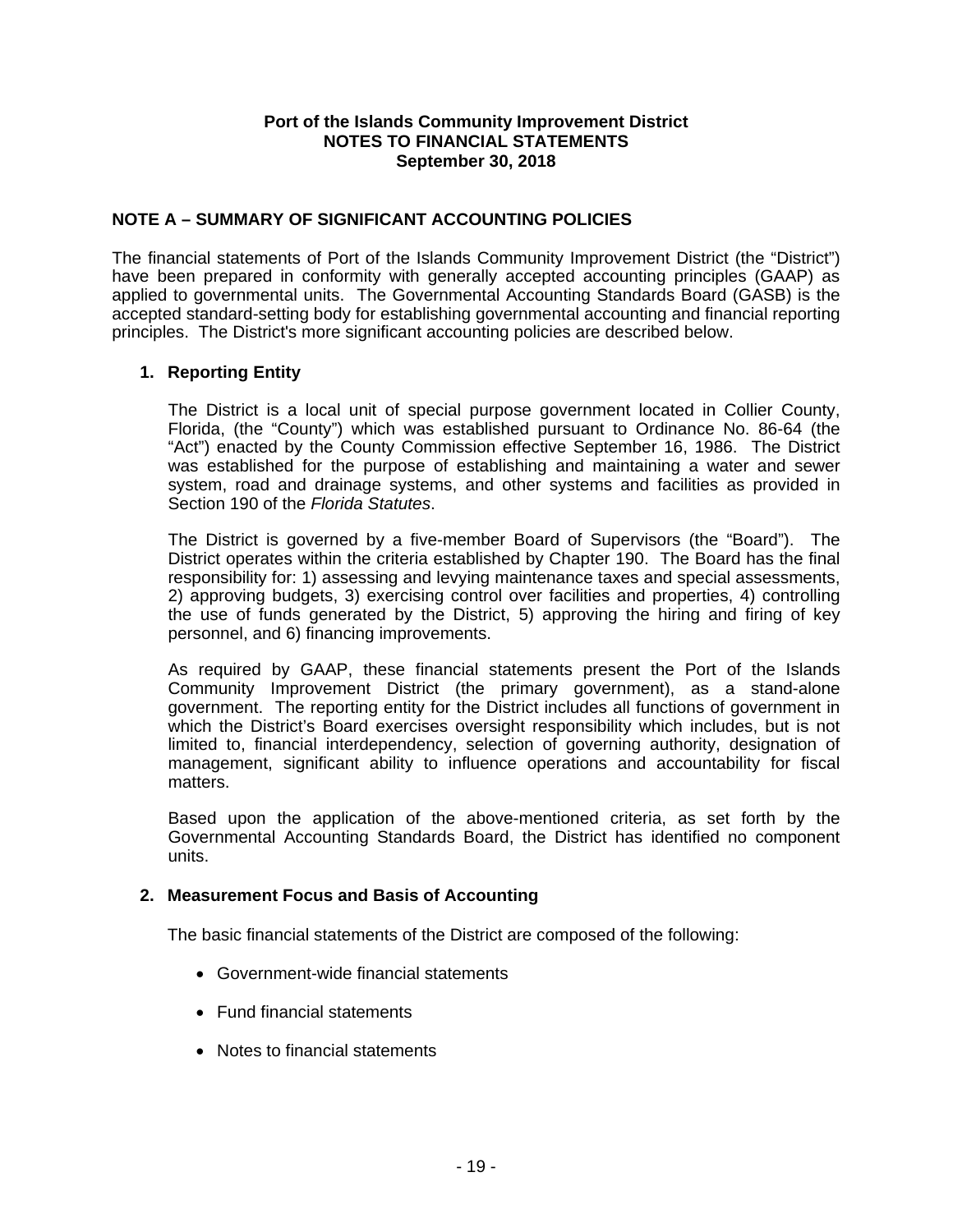**Port of the Islands Community Improvement District**
**NOTES TO FINANCIAL STATEMENTS**
**September 30, 2018**

## NOTE A – SUMMARY OF SIGNIFICANT ACCOUNTING POLICIES

The financial statements of Port of the Islands Community Improvement District (the "District") have been prepared in conformity with generally accepted accounting principles (GAAP) as applied to governmental units. The Governmental Accounting Standards Board (GASB) is the accepted standard-setting body for establishing governmental accounting and financial reporting principles. The District's more significant accounting policies are described below.

### 1. Reporting Entity

The District is a local unit of special purpose government located in Collier County, Florida, (the "County") which was established pursuant to Ordinance No. 86-64 (the "Act") enacted by the County Commission effective September 16, 1986. The District was established for the purpose of establishing and maintaining a water and sewer system, road and drainage systems, and other systems and facilities as provided in Section 190 of the *Florida Statutes*.

The District is governed by a five-member Board of Supervisors (the "Board"). The District operates within the criteria established by Chapter 190. The Board has the final responsibility for: 1) assessing and levying maintenance taxes and special assessments, 2) approving budgets, 3) exercising control over facilities and properties, 4) controlling the use of funds generated by the District, 5) approving the hiring and firing of key personnel, and 6) financing improvements.

As required by GAAP, these financial statements present the Port of the Islands Community Improvement District (the primary government), as a stand-alone government. The reporting entity for the District includes all functions of government in which the District's Board exercises oversight responsibility which includes, but is not limited to, financial interdependency, selection of governing authority, designation of management, significant ability to influence operations and accountability for fiscal matters.

Based upon the application of the above-mentioned criteria, as set forth by the Governmental Accounting Standards Board, the District has identified no component units.

### 2. Measurement Focus and Basis of Accounting

The basic financial statements of the District are composed of the following:

- Government-wide financial statements
- Fund financial statements
- Notes to financial statements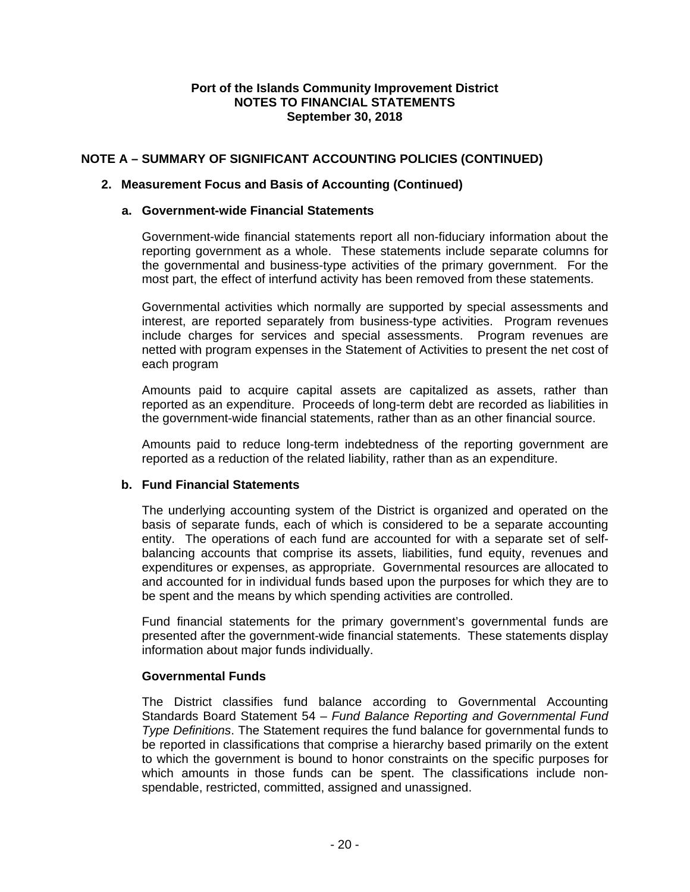**Port of the Islands Community Improvement District**
**NOTES TO FINANCIAL STATEMENTS**
**September 30, 2018**

## NOTE A – SUMMARY OF SIGNIFICANT ACCOUNTING POLICIES (CONTINUED)

### 2. Measurement Focus and Basis of Accounting (Continued)

#### a. Government-wide Financial Statements

Government-wide financial statements report all non-fiduciary information about the reporting government as a whole. These statements include separate columns for the governmental and business-type activities of the primary government. For the most part, the effect of interfund activity has been removed from these statements.

Governmental activities which normally are supported by special assessments and interest, are reported separately from business-type activities. Program revenues include charges for services and special assessments. Program revenues are netted with program expenses in the Statement of Activities to present the net cost of each program

Amounts paid to acquire capital assets are capitalized as assets, rather than reported as an expenditure. Proceeds of long-term debt are recorded as liabilities in the government-wide financial statements, rather than as an other financial source.

Amounts paid to reduce long-term indebtedness of the reporting government are reported as a reduction of the related liability, rather than as an expenditure.

#### b. Fund Financial Statements

The underlying accounting system of the District is organized and operated on the basis of separate funds, each of which is considered to be a separate accounting entity. The operations of each fund are accounted for with a separate set of self-balancing accounts that comprise its assets, liabilities, fund equity, revenues and expenditures or expenses, as appropriate. Governmental resources are allocated to and accounted for in individual funds based upon the purposes for which they are to be spent and the means by which spending activities are controlled.

Fund financial statements for the primary government's governmental funds are presented after the government-wide financial statements. These statements display information about major funds individually.

**Governmental Funds**

The District classifies fund balance according to Governmental Accounting Standards Board Statement 54 – *Fund Balance Reporting and Governmental Fund Type Definitions*. The Statement requires the fund balance for governmental funds to be reported in classifications that comprise a hierarchy based primarily on the extent to which the government is bound to honor constraints on the specific purposes for which amounts in those funds can be spent. The classifications include non-spendable, restricted, committed, assigned and unassigned.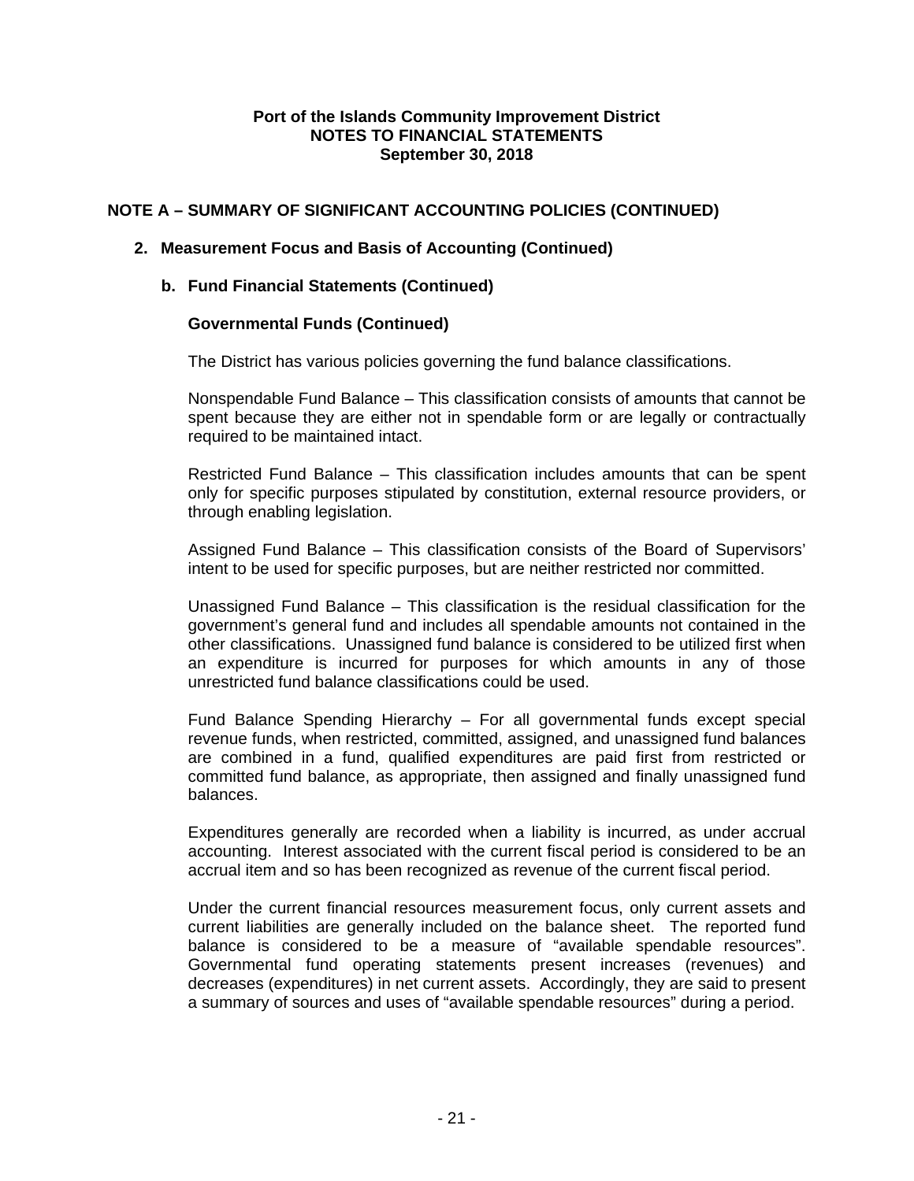**Port of the Islands Community Improvement District**
**NOTES TO FINANCIAL STATEMENTS**
**September 30, 2018**

## NOTE A – SUMMARY OF SIGNIFICANT ACCOUNTING POLICIES (CONTINUED)

### 2. Measurement Focus and Basis of Accounting (Continued)

#### b. Fund Financial Statements (Continued)

**Governmental Funds (Continued)**

The District has various policies governing the fund balance classifications.

Nonspendable Fund Balance – This classification consists of amounts that cannot be spent because they are either not in spendable form or are legally or contractually required to be maintained intact.

Restricted Fund Balance – This classification includes amounts that can be spent only for specific purposes stipulated by constitution, external resource providers, or through enabling legislation.

Assigned Fund Balance – This classification consists of the Board of Supervisors' intent to be used for specific purposes, but are neither restricted nor committed.

Unassigned Fund Balance – This classification is the residual classification for the government's general fund and includes all spendable amounts not contained in the other classifications. Unassigned fund balance is considered to be utilized first when an expenditure is incurred for purposes for which amounts in any of those unrestricted fund balance classifications could be used.

Fund Balance Spending Hierarchy – For all governmental funds except special revenue funds, when restricted, committed, assigned, and unassigned fund balances are combined in a fund, qualified expenditures are paid first from restricted or committed fund balance, as appropriate, then assigned and finally unassigned fund balances.

Expenditures generally are recorded when a liability is incurred, as under accrual accounting. Interest associated with the current fiscal period is considered to be an accrual item and so has been recognized as revenue of the current fiscal period.

Under the current financial resources measurement focus, only current assets and current liabilities are generally included on the balance sheet. The reported fund balance is considered to be a measure of "available spendable resources". Governmental fund operating statements present increases (revenues) and decreases (expenditures) in net current assets. Accordingly, they are said to present a summary of sources and uses of "available spendable resources" during a period.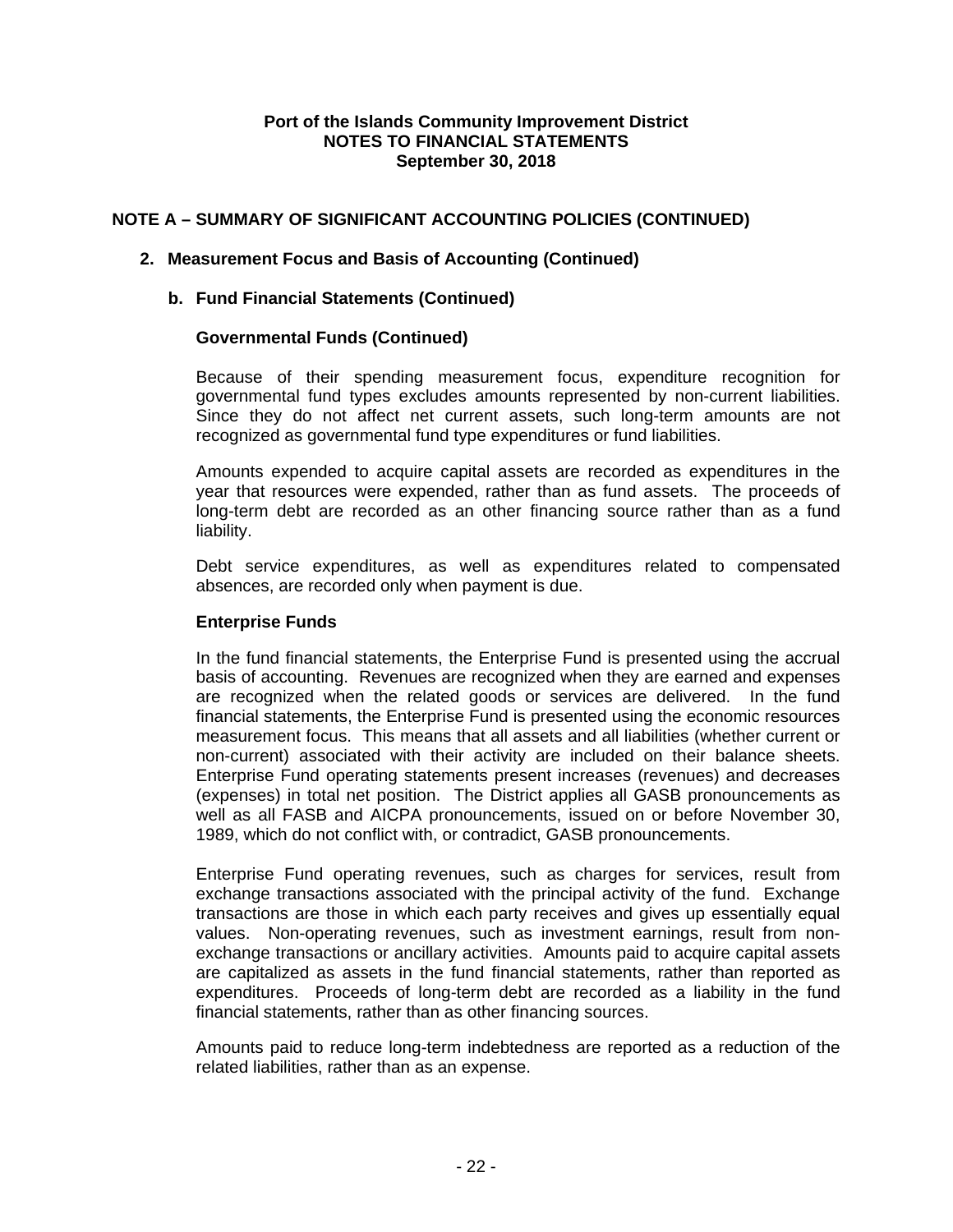# Port of the Islands Community Improvement District
# NOTES TO FINANCIAL STATEMENTS
# September 30, 2018

## NOTE A – SUMMARY OF SIGNIFICANT ACCOUNTING POLICIES (CONTINUED)

### 2. Measurement Focus and Basis of Accounting (Continued)

#### b. Fund Financial Statements (Continued)

**Governmental Funds (Continued)**

Because of their spending measurement focus, expenditure recognition for governmental fund types excludes amounts represented by non-current liabilities. Since they do not affect net current assets, such long-term amounts are not recognized as governmental fund type expenditures or fund liabilities.

Amounts expended to acquire capital assets are recorded as expenditures in the year that resources were expended, rather than as fund assets. The proceeds of long-term debt are recorded as an other financing source rather than as a fund liability.

Debt service expenditures, as well as expenditures related to compensated absences, are recorded only when payment is due.

**Enterprise Funds**

In the fund financial statements, the Enterprise Fund is presented using the accrual basis of accounting. Revenues are recognized when they are earned and expenses are recognized when the related goods or services are delivered. In the fund financial statements, the Enterprise Fund is presented using the economic resources measurement focus. This means that all assets and all liabilities (whether current or non-current) associated with their activity are included on their balance sheets. Enterprise Fund operating statements present increases (revenues) and decreases (expenses) in total net position. The District applies all GASB pronouncements as well as all FASB and AICPA pronouncements, issued on or before November 30, 1989, which do not conflict with, or contradict, GASB pronouncements.

Enterprise Fund operating revenues, such as charges for services, result from exchange transactions associated with the principal activity of the fund. Exchange transactions are those in which each party receives and gives up essentially equal values. Non-operating revenues, such as investment earnings, result from non-exchange transactions or ancillary activities. Amounts paid to acquire capital assets are capitalized as assets in the fund financial statements, rather than reported as expenditures. Proceeds of long-term debt are recorded as a liability in the fund financial statements, rather than as other financing sources.

Amounts paid to reduce long-term indebtedness are reported as a reduction of the related liabilities, rather than as an expense.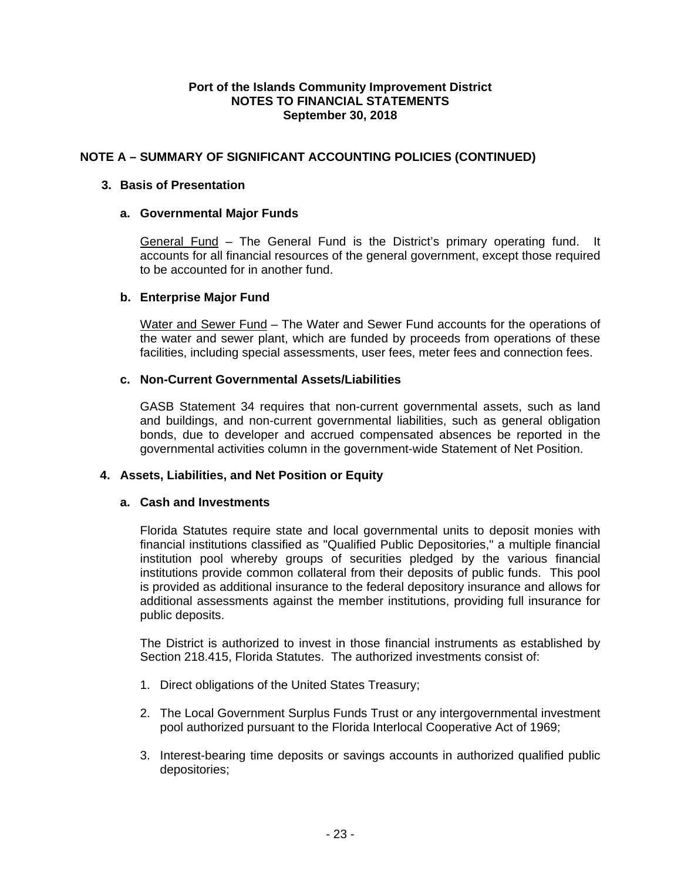**Port of the Islands Community Improvement District**
**NOTES TO FINANCIAL STATEMENTS**
**September 30, 2018**

## NOTE A – SUMMARY OF SIGNIFICANT ACCOUNTING POLICIES (CONTINUED)

### 3. Basis of Presentation

#### a. Governmental Major Funds

General Fund – The General Fund is the District's primary operating fund. It accounts for all financial resources of the general government, except those required to be accounted for in another fund.

#### b. Enterprise Major Fund

Water and Sewer Fund – The Water and Sewer Fund accounts for the operations of the water and sewer plant, which are funded by proceeds from operations of these facilities, including special assessments, user fees, meter fees and connection fees.

#### c. Non-Current Governmental Assets/Liabilities

GASB Statement 34 requires that non-current governmental assets, such as land and buildings, and non-current governmental liabilities, such as general obligation bonds, due to developer and accrued compensated absences be reported in the governmental activities column in the government-wide Statement of Net Position.

### 4. Assets, Liabilities, and Net Position or Equity

#### a. Cash and Investments

Florida Statutes require state and local governmental units to deposit monies with financial institutions classified as "Qualified Public Depositories," a multiple financial institution pool whereby groups of securities pledged by the various financial institutions provide common collateral from their deposits of public funds. This pool is provided as additional insurance to the federal depository insurance and allows for additional assessments against the member institutions, providing full insurance for public deposits.

The District is authorized to invest in those financial instruments as established by Section 218.415, Florida Statutes. The authorized investments consist of:

1. Direct obligations of the United States Treasury;
2. The Local Government Surplus Funds Trust or any intergovernmental investment pool authorized pursuant to the Florida Interlocal Cooperative Act of 1969;
3. Interest-bearing time deposits or savings accounts in authorized qualified public depositories;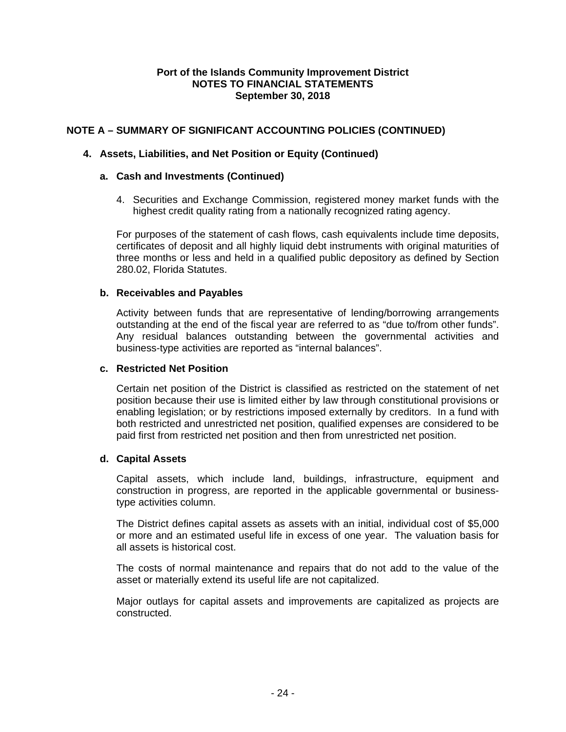# Port of the Islands Community Improvement District
## NOTES TO FINANCIAL STATEMENTS
### September 30, 2018

## NOTE A – SUMMARY OF SIGNIFICANT ACCOUNTING POLICIES (CONTINUED)

### 4. Assets, Liabilities, and Net Position or Equity (Continued)

#### a. Cash and Investments (Continued)

4. Securities and Exchange Commission, registered money market funds with the highest credit quality rating from a nationally recognized rating agency.

For purposes of the statement of cash flows, cash equivalents include time deposits, certificates of deposit and all highly liquid debt instruments with original maturities of three months or less and held in a qualified public depository as defined by Section 280.02, Florida Statutes.

#### b. Receivables and Payables

Activity between funds that are representative of lending/borrowing arrangements outstanding at the end of the fiscal year are referred to as “due to/from other funds”. Any residual balances outstanding between the governmental activities and business-type activities are reported as “internal balances”.

#### c. Restricted Net Position

Certain net position of the District is classified as restricted on the statement of net position because their use is limited either by law through constitutional provisions or enabling legislation; or by restrictions imposed externally by creditors. In a fund with both restricted and unrestricted net position, qualified expenses are considered to be paid first from restricted net position and then from unrestricted net position.

#### d. Capital Assets

Capital assets, which include land, buildings, infrastructure, equipment and construction in progress, are reported in the applicable governmental or business-type activities column.

The District defines capital assets as assets with an initial, individual cost of $5,000 or more and an estimated useful life in excess of one year. The valuation basis for all assets is historical cost.

The costs of normal maintenance and repairs that do not add to the value of the asset or materially extend its useful life are not capitalized.

Major outlays for capital assets and improvements are capitalized as projects are constructed.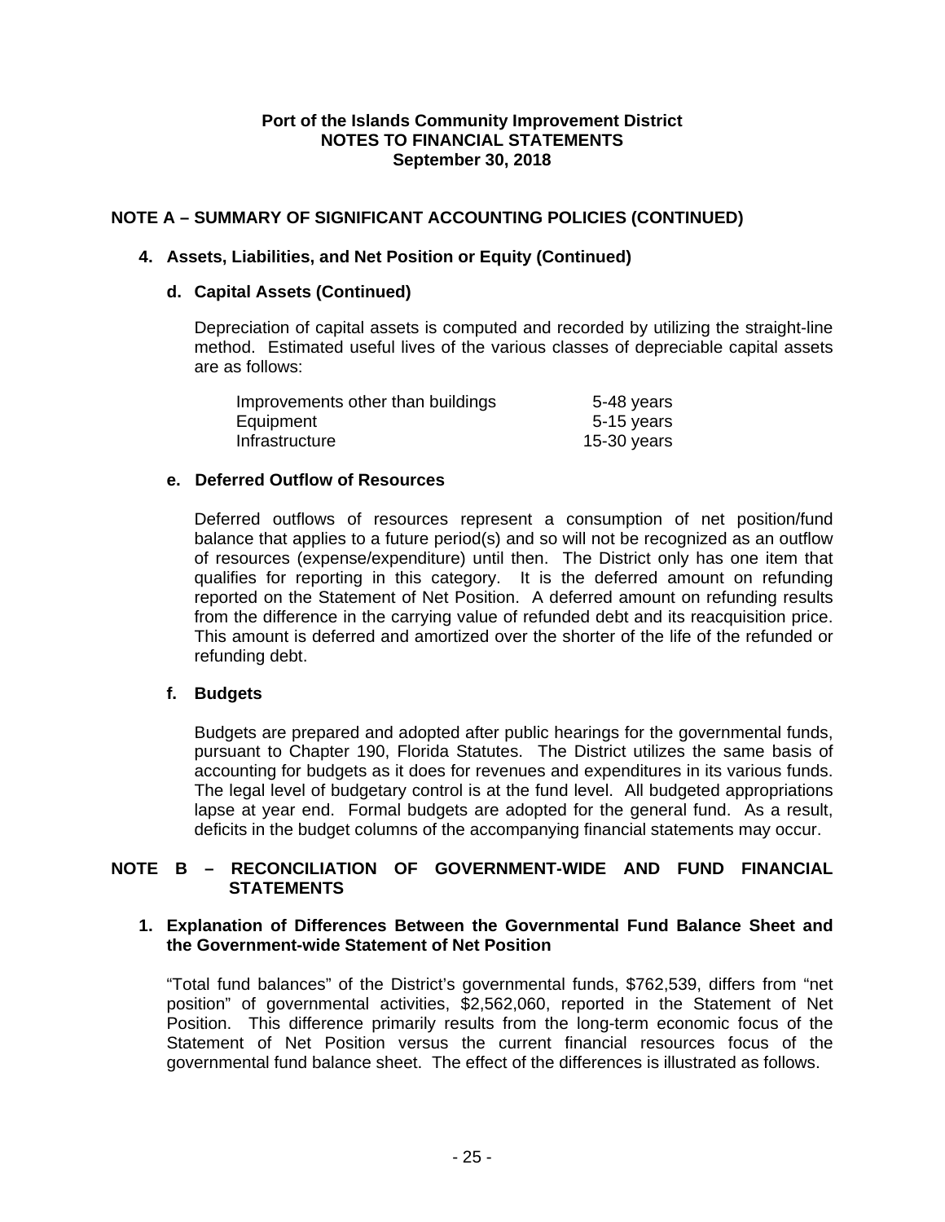**Port of the Islands Community Improvement District**
**NOTES TO FINANCIAL STATEMENTS**
**September 30, 2018**

## NOTE A – SUMMARY OF SIGNIFICANT ACCOUNTING POLICIES (CONTINUED)

### 4. Assets, Liabilities, and Net Position or Equity (Continued)

#### d. Capital Assets (Continued)

Depreciation of capital assets is computed and recorded by utilizing the straight-line method. Estimated useful lives of the various classes of depreciable capital assets are as follows:

| | |
|---|---|
| Improvements other than buildings | 5-48 years |
| Equipment | 5-15 years |
| Infrastructure | 15-30 years |

#### e. Deferred Outflow of Resources

Deferred outflows of resources represent a consumption of net position/fund balance that applies to a future period(s) and so will not be recognized as an outflow of resources (expense/expenditure) until then. The District only has one item that qualifies for reporting in this category. It is the deferred amount on refunding reported on the Statement of Net Position. A deferred amount on refunding results from the difference in the carrying value of refunded debt and its reacquisition price. This amount is deferred and amortized over the shorter of the life of the refunded or refunding debt.

#### f. Budgets

Budgets are prepared and adopted after public hearings for the governmental funds, pursuant to Chapter 190, Florida Statutes. The District utilizes the same basis of accounting for budgets as it does for revenues and expenditures in its various funds. The legal level of budgetary control is at the fund level. All budgeted appropriations lapse at year end. Formal budgets are adopted for the general fund. As a result, deficits in the budget columns of the accompanying financial statements may occur.

## NOTE B – RECONCILIATION OF GOVERNMENT-WIDE AND FUND FINANCIAL STATEMENTS

### 1. Explanation of Differences Between the Governmental Fund Balance Sheet and the Government-wide Statement of Net Position

"Total fund balances" of the District's governmental funds, $762,539, differs from "net position" of governmental activities, $2,562,060, reported in the Statement of Net Position. This difference primarily results from the long-term economic focus of the Statement of Net Position versus the current financial resources focus of the governmental fund balance sheet. The effect of the differences is illustrated as follows.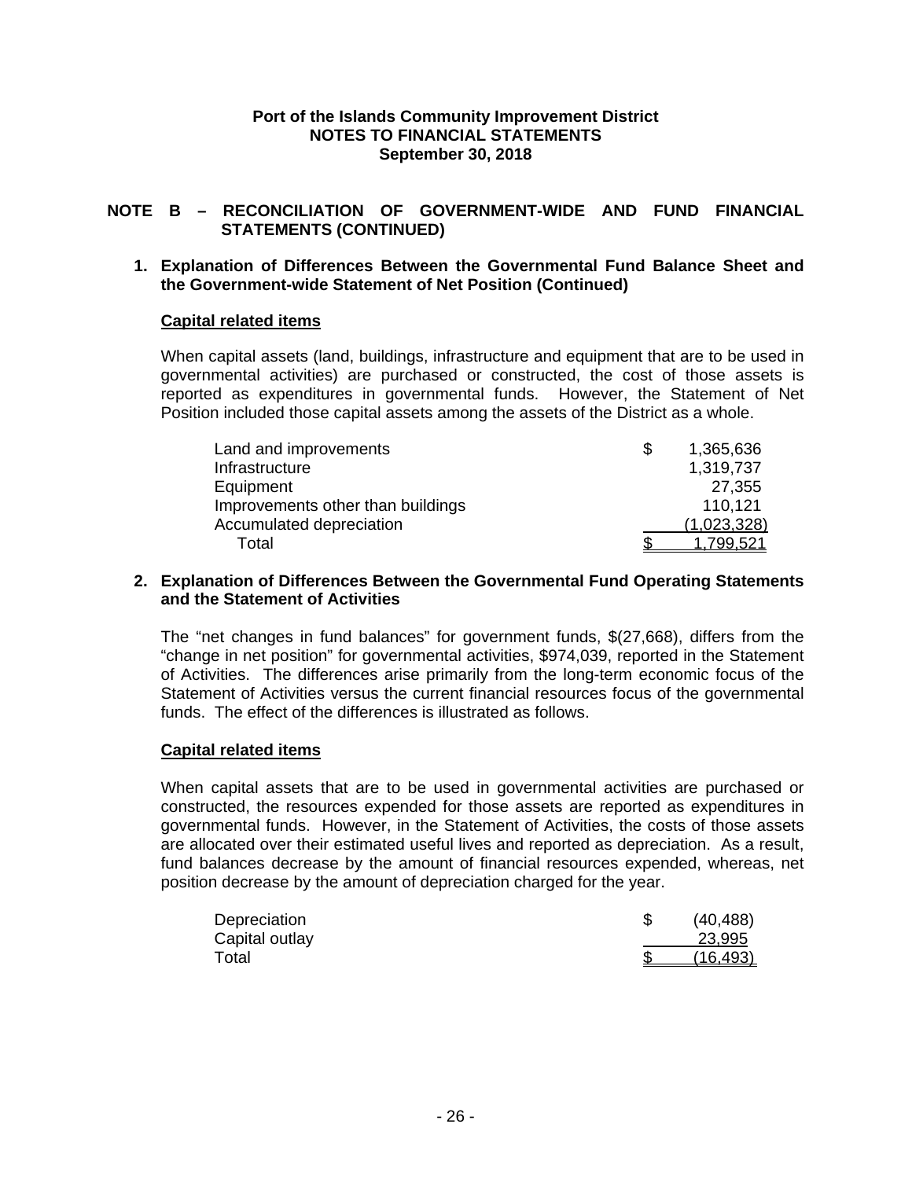**Port of the Islands Community Improvement District**
**NOTES TO FINANCIAL STATEMENTS**
**September 30, 2018**

## NOTE B – RECONCILIATION OF GOVERNMENT-WIDE AND FUND FINANCIAL STATEMENTS (CONTINUED)

### 1. Explanation of Differences Between the Governmental Fund Balance Sheet and the Government-wide Statement of Net Position (Continued)

**Capital related items**

When capital assets (land, buildings, infrastructure and equipment that are to be used in governmental activities) are purchased or constructed, the cost of those assets is reported as expenditures in governmental funds. However, the Statement of Net Position included those capital assets among the assets of the District as a whole.

| | | |
|---|---|---|
| Land and improvements | $ | 1,365,636 |
| Infrastructure | | 1,319,737 |
| Equipment | | 27,355 |
| Improvements other than buildings | | 110,121 |
| Accumulated depreciation | | (1,023,328) |
| Total | $ | 1,799,521 |

### 2. Explanation of Differences Between the Governmental Fund Operating Statements and the Statement of Activities

The "net changes in fund balances" for government funds, $(27,668), differs from the "change in net position" for governmental activities, $974,039, reported in the Statement of Activities. The differences arise primarily from the long-term economic focus of the Statement of Activities versus the current financial resources focus of the governmental funds. The effect of the differences is illustrated as follows.

**Capital related items**

When capital assets that are to be used in governmental activities are purchased or constructed, the resources expended for those assets are reported as expenditures in governmental funds. However, in the Statement of Activities, the costs of those assets are allocated over their estimated useful lives and reported as depreciation. As a result, fund balances decrease by the amount of financial resources expended, whereas, net position decrease by the amount of depreciation charged for the year.

| | | |
|---|---|---|
| Depreciation | $ | (40,488) |
| Capital outlay | | 23,995 |
| Total | $ | (16,493) |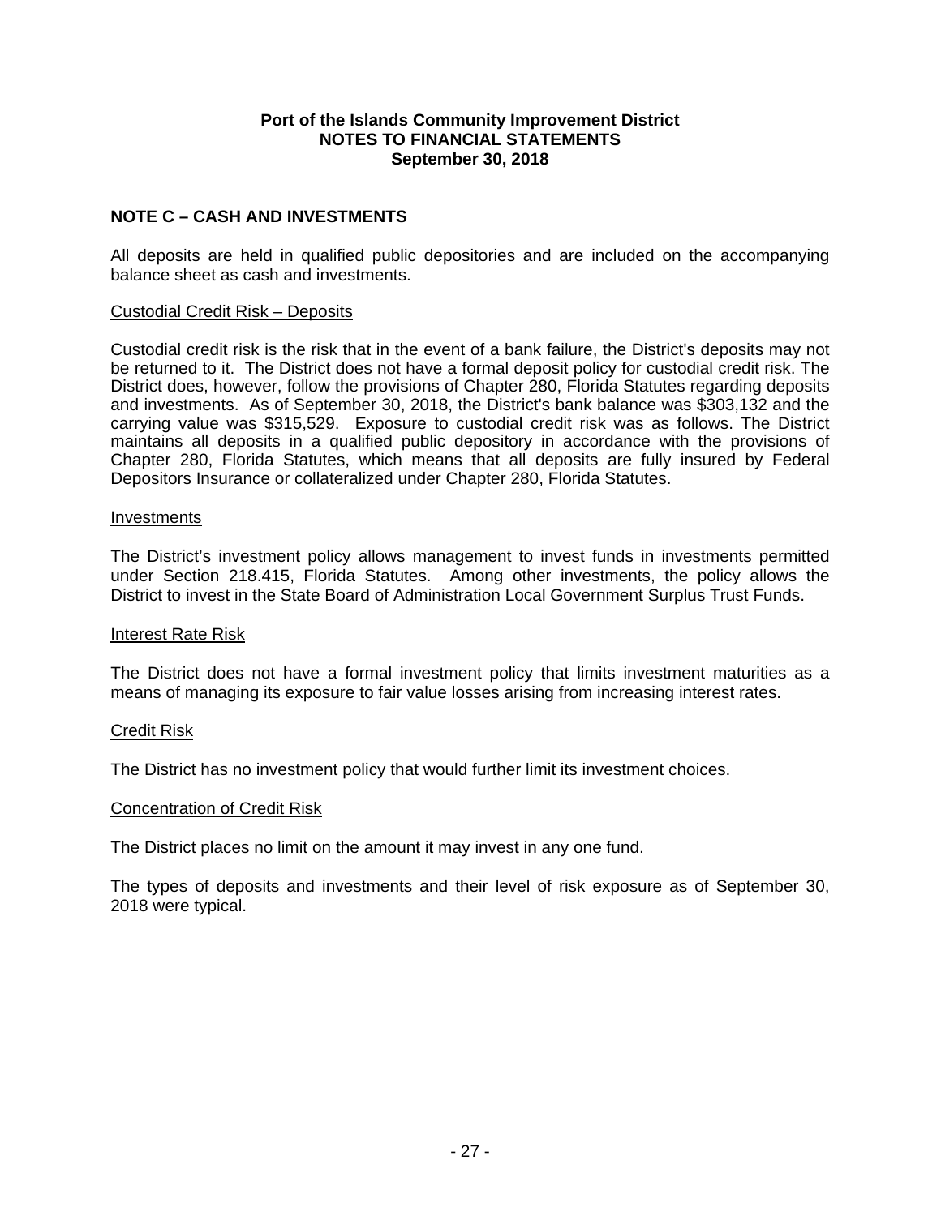**Port of the Islands Community Improvement District**
**NOTES TO FINANCIAL STATEMENTS**
**September 30, 2018**

## NOTE C – CASH AND INVESTMENTS

All deposits are held in qualified public depositories and are included on the accompanying balance sheet as cash and investments.

Custodial Credit Risk – Deposits

Custodial credit risk is the risk that in the event of a bank failure, the District's deposits may not be returned to it. The District does not have a formal deposit policy for custodial credit risk. The District does, however, follow the provisions of Chapter 280, Florida Statutes regarding deposits and investments. As of September 30, 2018, the District's bank balance was $303,132 and the carrying value was $315,529. Exposure to custodial credit risk was as follows. The District maintains all deposits in a qualified public depository in accordance with the provisions of Chapter 280, Florida Statutes, which means that all deposits are fully insured by Federal Depositors Insurance or collateralized under Chapter 280, Florida Statutes.

Investments

The District's investment policy allows management to invest funds in investments permitted under Section 218.415, Florida Statutes. Among other investments, the policy allows the District to invest in the State Board of Administration Local Government Surplus Trust Funds.

Interest Rate Risk

The District does not have a formal investment policy that limits investment maturities as a means of managing its exposure to fair value losses arising from increasing interest rates.

Credit Risk

The District has no investment policy that would further limit its investment choices.

Concentration of Credit Risk

The District places no limit on the amount it may invest in any one fund.

The types of deposits and investments and their level of risk exposure as of September 30, 2018 were typical.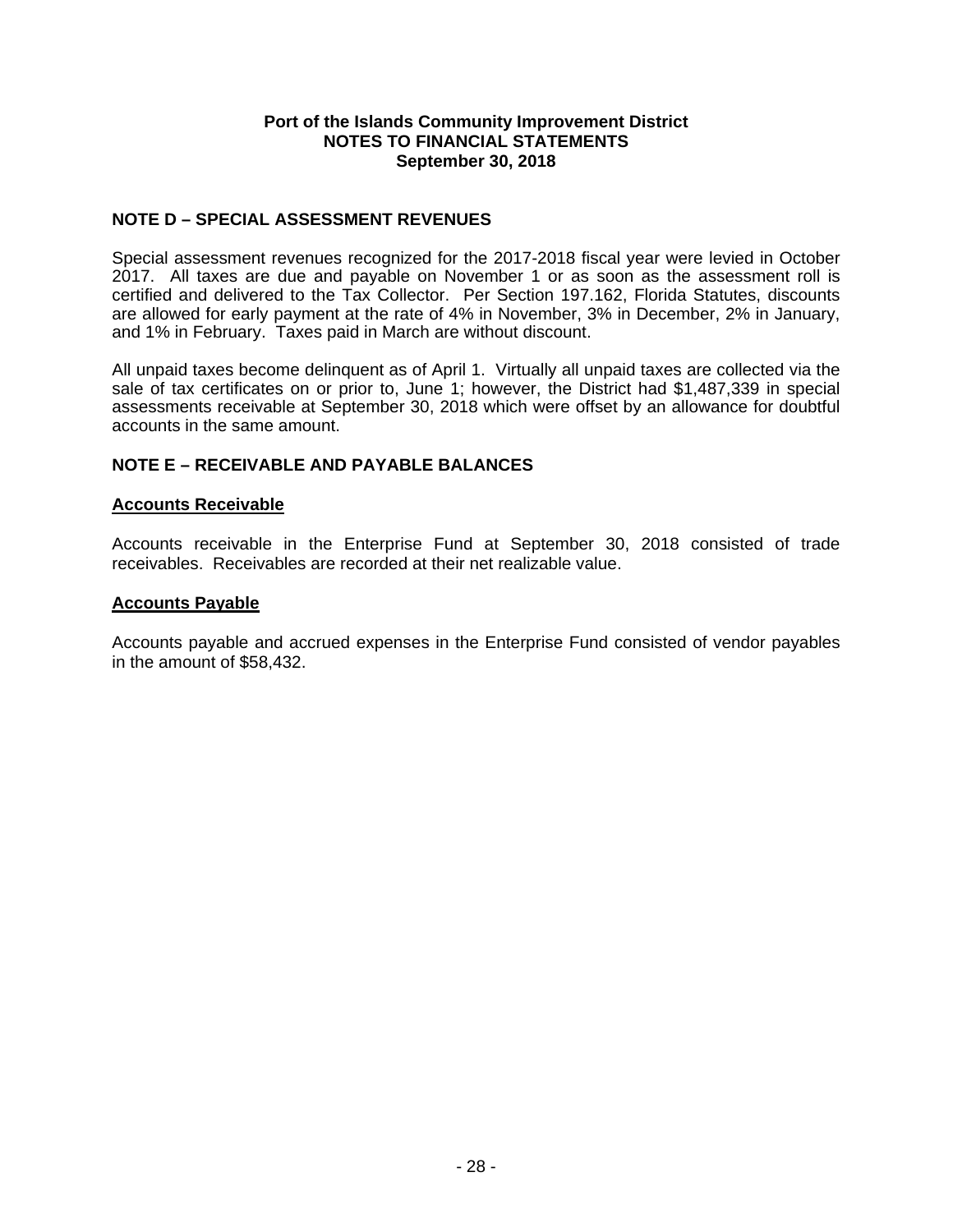**Port of the Islands Community Improvement District**
**NOTES TO FINANCIAL STATEMENTS**
**September 30, 2018**

## NOTE D – SPECIAL ASSESSMENT REVENUES

Special assessment revenues recognized for the 2017-2018 fiscal year were levied in October 2017. All taxes are due and payable on November 1 or as soon as the assessment roll is certified and delivered to the Tax Collector. Per Section 197.162, Florida Statutes, discounts are allowed for early payment at the rate of 4% in November, 3% in December, 2% in January, and 1% in February. Taxes paid in March are without discount.

All unpaid taxes become delinquent as of April 1. Virtually all unpaid taxes are collected via the sale of tax certificates on or prior to, June 1; however, the District had \$1,487,339 in special assessments receivable at September 30, 2018 which were offset by an allowance for doubtful accounts in the same amount.

## NOTE E – RECEIVABLE AND PAYABLE BALANCES

### Accounts Receivable

Accounts receivable in the Enterprise Fund at September 30, 2018 consisted of trade receivables. Receivables are recorded at their net realizable value.

### Accounts Payable

Accounts payable and accrued expenses in the Enterprise Fund consisted of vendor payables in the amount of \$58,432.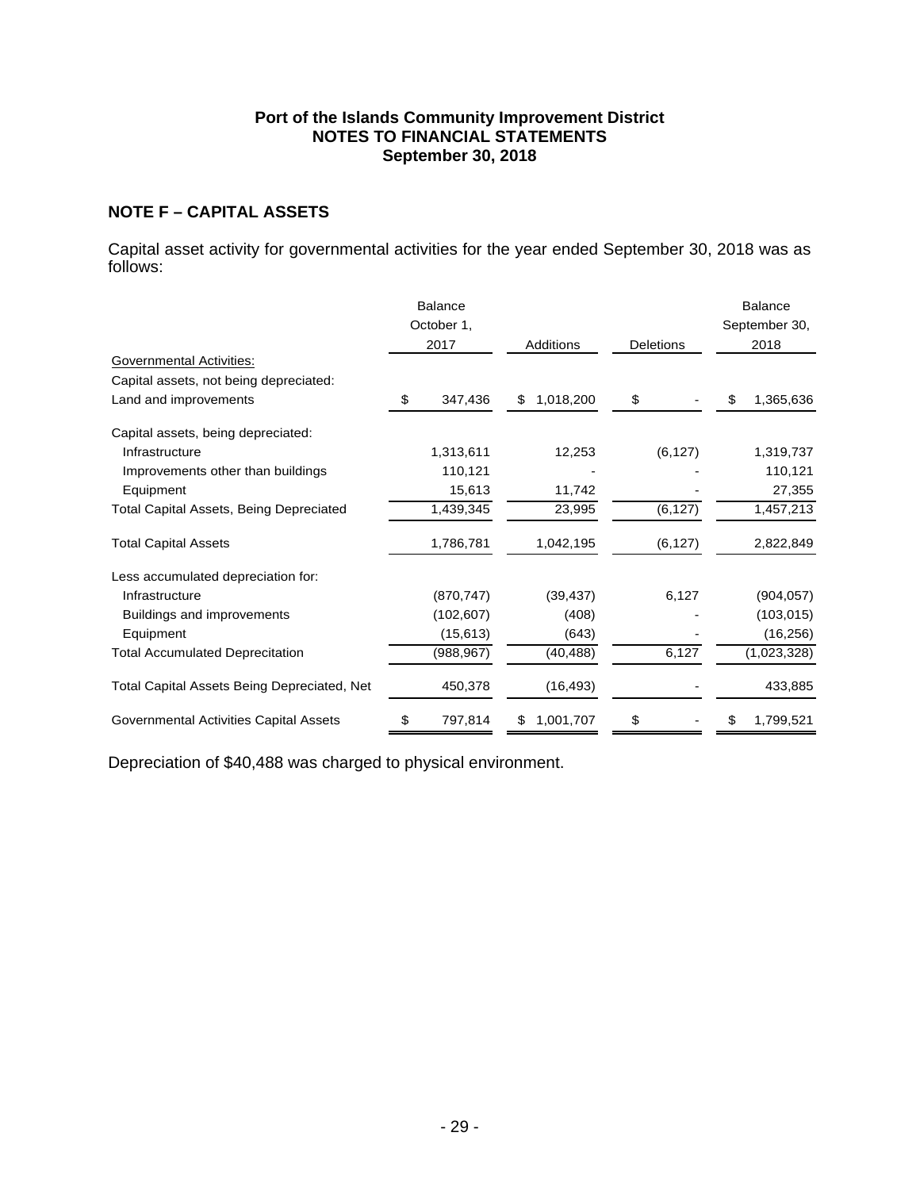**Port of the Islands Community Improvement District**
**NOTES TO FINANCIAL STATEMENTS**
**September 30, 2018**

## NOTE F – CAPITAL ASSETS

Capital asset activity for governmental activities for the year ended September 30, 2018 was as follows:

| | Balance October 1, 2017 | Additions | Deletions | Balance September 30, 2018 |
|---|---|---|---|---|
| Governmental Activities: | | | | |
| Capital assets, not being depreciated: | | | | |
| Land and improvements | $ 347,436 | $ 1,018,200 | $ - | $ 1,365,636 |
| Capital assets, being depreciated: | | | | |
| Infrastructure | 1,313,611 | 12,253 | (6,127) | 1,319,737 |
| Improvements other than buildings | 110,121 | - | - | 110,121 |
| Equipment | 15,613 | 11,742 | - | 27,355 |
| Total Capital Assets, Being Depreciated | 1,439,345 | 23,995 | (6,127) | 1,457,213 |
| Total Capital Assets | 1,786,781 | 1,042,195 | (6,127) | 2,822,849 |
| Less accumulated depreciation for: | | | | |
| Infrastructure | (870,747) | (39,437) | 6,127 | (904,057) |
| Buildings and improvements | (102,607) | (408) | - | (103,015) |
| Equipment | (15,613) | (643) | - | (16,256) |
| Total Accumulated Deprecitation | (988,967) | (40,488) | 6,127 | (1,023,328) |
| Total Capital Assets Being Depreciated, Net | 450,378 | (16,493) | - | 433,885 |
| Governmental Activities Capital Assets | $ 797,814 | $ 1,001,707 | $ - | $ 1,799,521 |

Depreciation of $40,488 was charged to physical environment.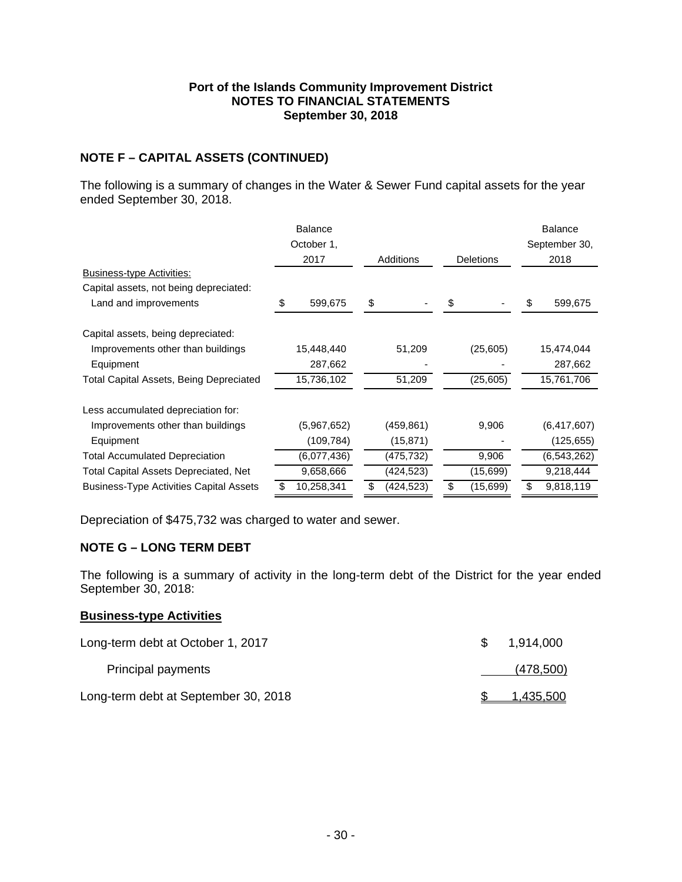## NOTE F – CAPITAL ASSETS (CONTINUED)

The following is a summary of changes in the Water & Sewer Fund capital assets for the year ended September 30, 2018.

| | Balance October 1, 2017 | Additions | Deletions | Balance September 30, 2018 |
|---|---|---|---|---|
| Business-type Activities: | | | | |
| Capital assets, not being depreciated: | | | | |
| Land and improvements | $ 599,675 | $ - | $ - | $ 599,675 |
| Capital assets, being depreciated: | | | | |
| Improvements other than buildings | 15,448,440 | 51,209 | (25,605) | 15,474,044 |
| Equipment | 287,662 | - | - | 287,662 |
| Total Capital Assets, Being Depreciated | 15,736,102 | 51,209 | (25,605) | 15,761,706 |
| Less accumulated depreciation for: | | | | |
| Improvements other than buildings | (5,967,652) | (459,861) | 9,906 | (6,417,607) |
| Equipment | (109,784) | (15,871) | - | (125,655) |
| Total Accumulated Depreciation | (6,077,436) | (475,732) | 9,906 | (6,543,262) |
| Total Capital Assets Depreciated, Net | 9,658,666 | (424,523) | (15,699) | 9,218,444 |
| Business-Type Activities Capital Assets | $ 10,258,341 | $ (424,523) | $ (15,699) | $ 9,818,119 |

Depreciation of $475,732 was charged to water and sewer.

## NOTE G – LONG TERM DEBT

The following is a summary of activity in the long-term debt of the District for the year ended September 30, 2018:

**Business-type Activities**

| | |
|---|---|
| Long-term debt at October 1, 2017 | $ 1,914,000 |
| Principal payments | (478,500) |
| Long-term debt at September 30, 2018 | $ 1,435,500 |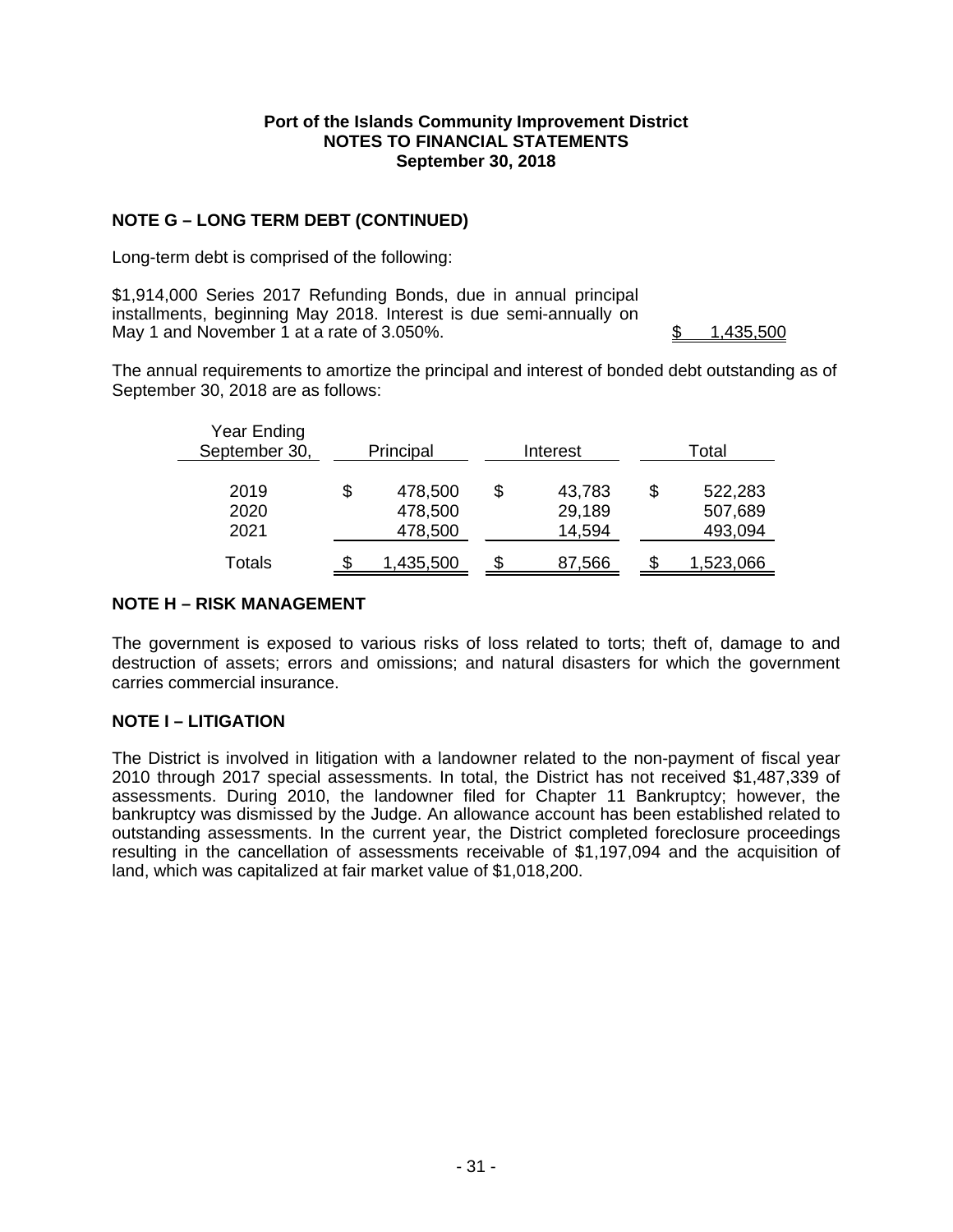**Port of the Islands Community Improvement District**
**NOTES TO FINANCIAL STATEMENTS**
**September 30, 2018**

## NOTE G – LONG TERM DEBT (CONTINUED)

Long-term debt is comprised of the following:

| | |
|---|---|
| $1,914,000 Series 2017 Refunding Bonds, due in annual principal installments, beginning May 2018. Interest is due semi-annually on May 1 and November 1 at a rate of 3.050%. | $ 1,435,500 |

The annual requirements to amortize the principal and interest of bonded debt outstanding as of September 30, 2018 are as follows:

| Year Ending September 30, | Principal | Interest | Total |
|---|---|---|---|
| 2019 | $ 478,500 | $ 43,783 | $ 522,283 |
| 2020 | 478,500 | 29,189 | 507,689 |
| 2021 | 478,500 | 14,594 | 493,094 |
| Totals | $ 1,435,500 | $ 87,566 | $ 1,523,066 |

## NOTE H – RISK MANAGEMENT

The government is exposed to various risks of loss related to torts; theft of, damage to and destruction of assets; errors and omissions; and natural disasters for which the government carries commercial insurance.

## NOTE I – LITIGATION

The District is involved in litigation with a landowner related to the non-payment of fiscal year 2010 through 2017 special assessments. In total, the District has not received $1,487,339 of assessments. During 2010, the landowner filed for Chapter 11 Bankruptcy; however, the bankruptcy was dismissed by the Judge. An allowance account has been established related to outstanding assessments. In the current year, the District completed foreclosure proceedings resulting in the cancellation of assessments receivable of $1,197,094 and the acquisition of land, which was capitalized at fair market value of $1,018,200.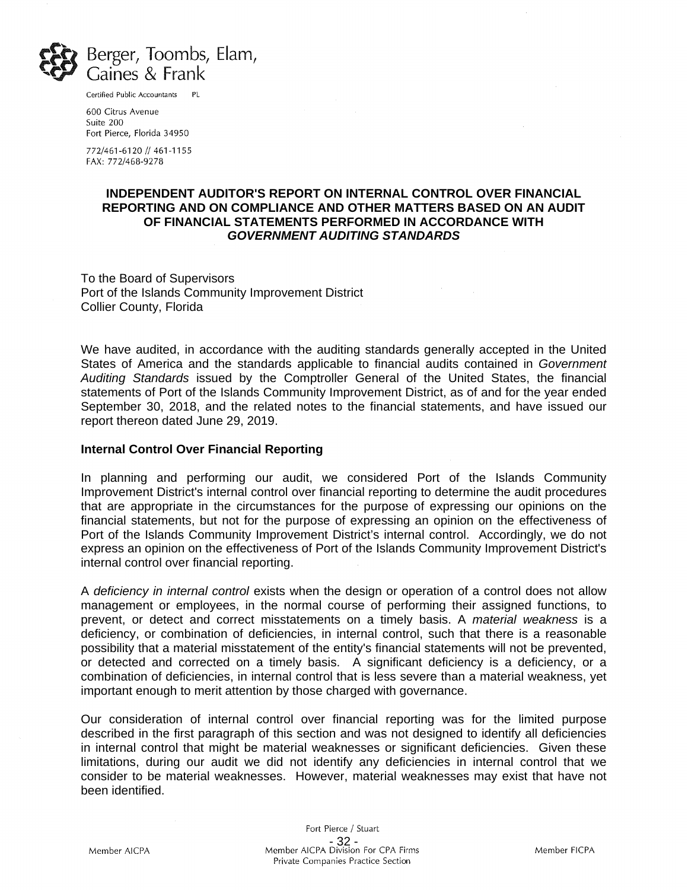Berger, Toombs, Elam, Gaines & Frank

Certified Public Accountants PL

600 Citrus Avenue
Suite 200
Fort Pierce, Florida 34950

772/461-6120 // 461-1155
FAX: 772/468-9278

## INDEPENDENT AUDITOR'S REPORT ON INTERNAL CONTROL OVER FINANCIAL REPORTING AND ON COMPLIANCE AND OTHER MATTERS BASED ON AN AUDIT OF FINANCIAL STATEMENTS PERFORMED IN ACCORDANCE WITH *GOVERNMENT AUDITING STANDARDS*

To the Board of Supervisors
Port of the Islands Community Improvement District
Collier County, Florida

We have audited, in accordance with the auditing standards generally accepted in the United States of America and the standards applicable to financial audits contained in *Government Auditing Standards* issued by the Comptroller General of the United States, the financial statements of Port of the Islands Community Improvement District, as of and for the year ended September 30, 2018, and the related notes to the financial statements, and have issued our report thereon dated June 29, 2019.

**Internal Control Over Financial Reporting**

In planning and performing our audit, we considered Port of the Islands Community Improvement District's internal control over financial reporting to determine the audit procedures that are appropriate in the circumstances for the purpose of expressing our opinions on the financial statements, but not for the purpose of expressing an opinion on the effectiveness of Port of the Islands Community Improvement District's internal control. Accordingly, we do not express an opinion on the effectiveness of Port of the Islands Community Improvement District's internal control over financial reporting.

A *deficiency in internal control* exists when the design or operation of a control does not allow management or employees, in the normal course of performing their assigned functions, to prevent, or detect and correct misstatements on a timely basis. A *material weakness* is a deficiency, or combination of deficiencies, in internal control, such that there is a reasonable possibility that a material misstatement of the entity's financial statements will not be prevented, or detected and corrected on a timely basis. A significant deficiency is a deficiency, or a combination of deficiencies, in internal control that is less severe than a material weakness, yet important enough to merit attention by those charged with governance.

Our consideration of internal control over financial reporting was for the limited purpose described in the first paragraph of this section and was not designed to identify all deficiencies in internal control that might be material weaknesses or significant deficiencies. Given these limitations, during our audit we did not identify any deficiencies in internal control that we consider to be material weaknesses. However, material weaknesses may exist that have not been identified.

Fort Pierce / Stuart

Member AICPA | Member AICPA Division For CPA Firms, Private Companies Practice Section | Member FICPA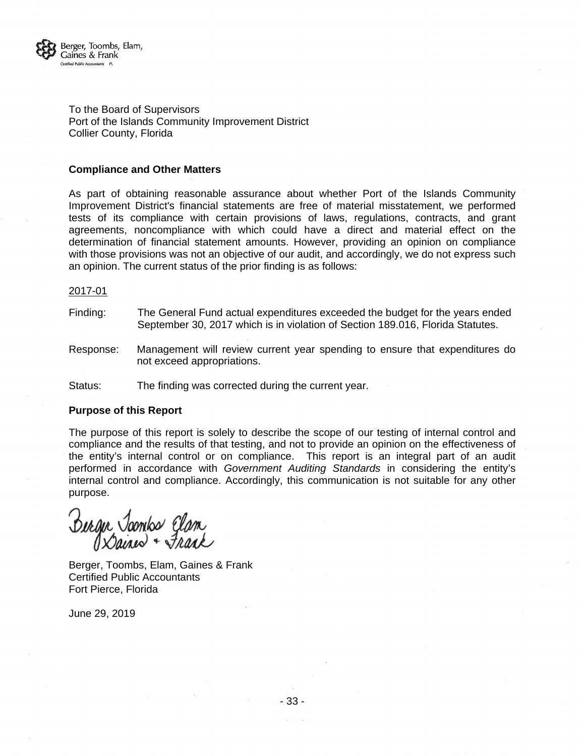Berger, Toombs, Elam, Gaines & Frank
Certified Public Accountants PL

To the Board of Supervisors
Port of the Islands Community Improvement District
Collier County, Florida

**Compliance and Other Matters**

As part of obtaining reasonable assurance about whether Port of the Islands Community Improvement District's financial statements are free of material misstatement, we performed tests of its compliance with certain provisions of laws, regulations, contracts, and grant agreements, noncompliance with which could have a direct and material effect on the determination of financial statement amounts. However, providing an opinion on compliance with those provisions was not an objective of our audit, and accordingly, we do not express such an opinion. The current status of the prior finding is as follows:

2017-01

Finding: The General Fund actual expenditures exceeded the budget for the years ended September 30, 2017 which is in violation of Section 189.016, Florida Statutes.

Response: Management will review current year spending to ensure that expenditures do not exceed appropriations.

Status: The finding was corrected during the current year.

**Purpose of this Report**

The purpose of this report is solely to describe the scope of our testing of internal control and compliance and the results of that testing, and not to provide an opinion on the effectiveness of the entity's internal control or on compliance. This report is an integral part of an audit performed in accordance with *Government Auditing Standards* in considering the entity's internal control and compliance. Accordingly, this communication is not suitable for any other purpose.

Berger, Toombs, Elam, Gaines & Frank
Certified Public Accountants
Fort Pierce, Florida

June 29, 2019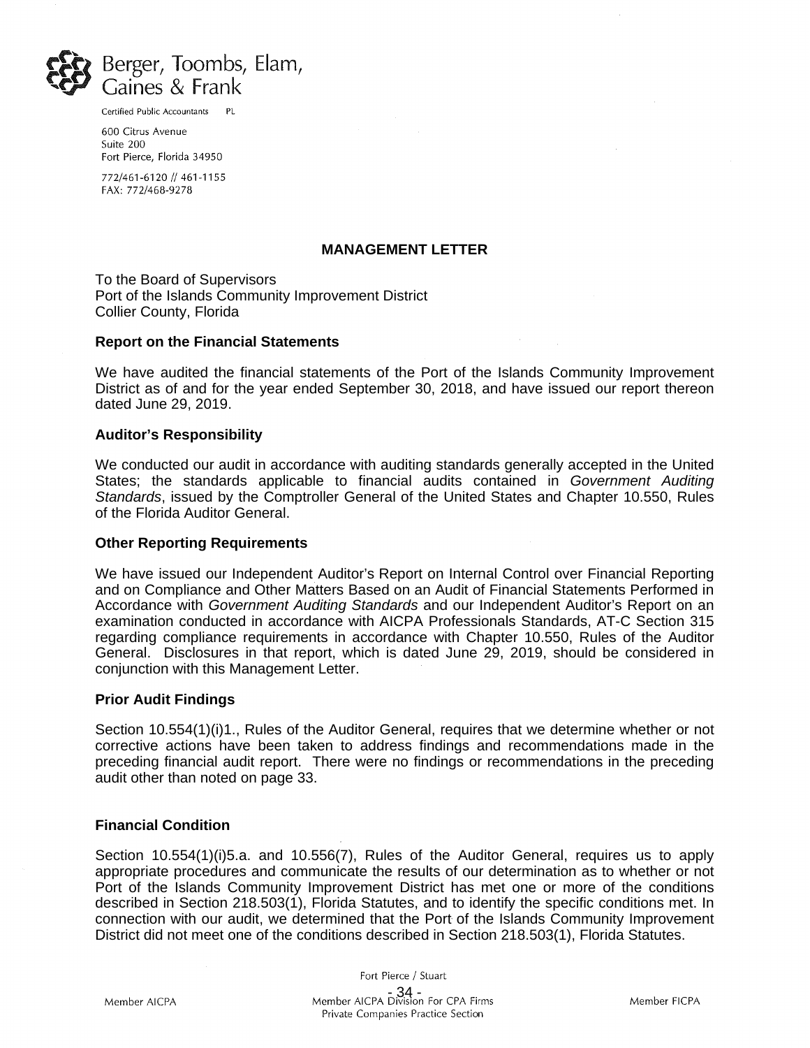Berger, Toombs, Elam, Gaines & Frank

Certified Public Accountants PL

600 Citrus Avenue
Suite 200
Fort Pierce, Florida 34950

772/461-6120 // 461-1155
FAX: 772/468-9278

## MANAGEMENT LETTER

To the Board of Supervisors
Port of the Islands Community Improvement District
Collier County, Florida

### Report on the Financial Statements

We have audited the financial statements of the Port of the Islands Community Improvement District as of and for the year ended September 30, 2018, and have issued our report thereon dated June 29, 2019.

### Auditor's Responsibility

We conducted our audit in accordance with auditing standards generally accepted in the United States; the standards applicable to financial audits contained in *Government Auditing Standards*, issued by the Comptroller General of the United States and Chapter 10.550, Rules of the Florida Auditor General.

### Other Reporting Requirements

We have issued our Independent Auditor's Report on Internal Control over Financial Reporting and on Compliance and Other Matters Based on an Audit of Financial Statements Performed in Accordance with *Government Auditing Standards* and our Independent Auditor's Report on an examination conducted in accordance with AICPA Professionals Standards, AT-C Section 315 regarding compliance requirements in accordance with Chapter 10.550, Rules of the Auditor General. Disclosures in that report, which is dated June 29, 2019, should be considered in conjunction with this Management Letter.

### Prior Audit Findings

Section 10.554(1)(i)1., Rules of the Auditor General, requires that we determine whether or not corrective actions have been taken to address findings and recommendations made in the preceding financial audit report. There were no findings or recommendations in the preceding audit other than noted on page 33.

### Financial Condition

Section 10.554(1)(i)5.a. and 10.556(7), Rules of the Auditor General, requires us to apply appropriate procedures and communicate the results of our determination as to whether or not Port of the Islands Community Improvement District has met one or more of the conditions described in Section 218.503(1), Florida Statutes, and to identify the specific conditions met. In connection with our audit, we determined that the Port of the Islands Community Improvement District did not meet one of the conditions described in Section 218.503(1), Florida Statutes.

Fort Pierce / Stuart

Member AICPA | Member AICPA Division For CPA Firms Private Companies Practice Section | Member FICPA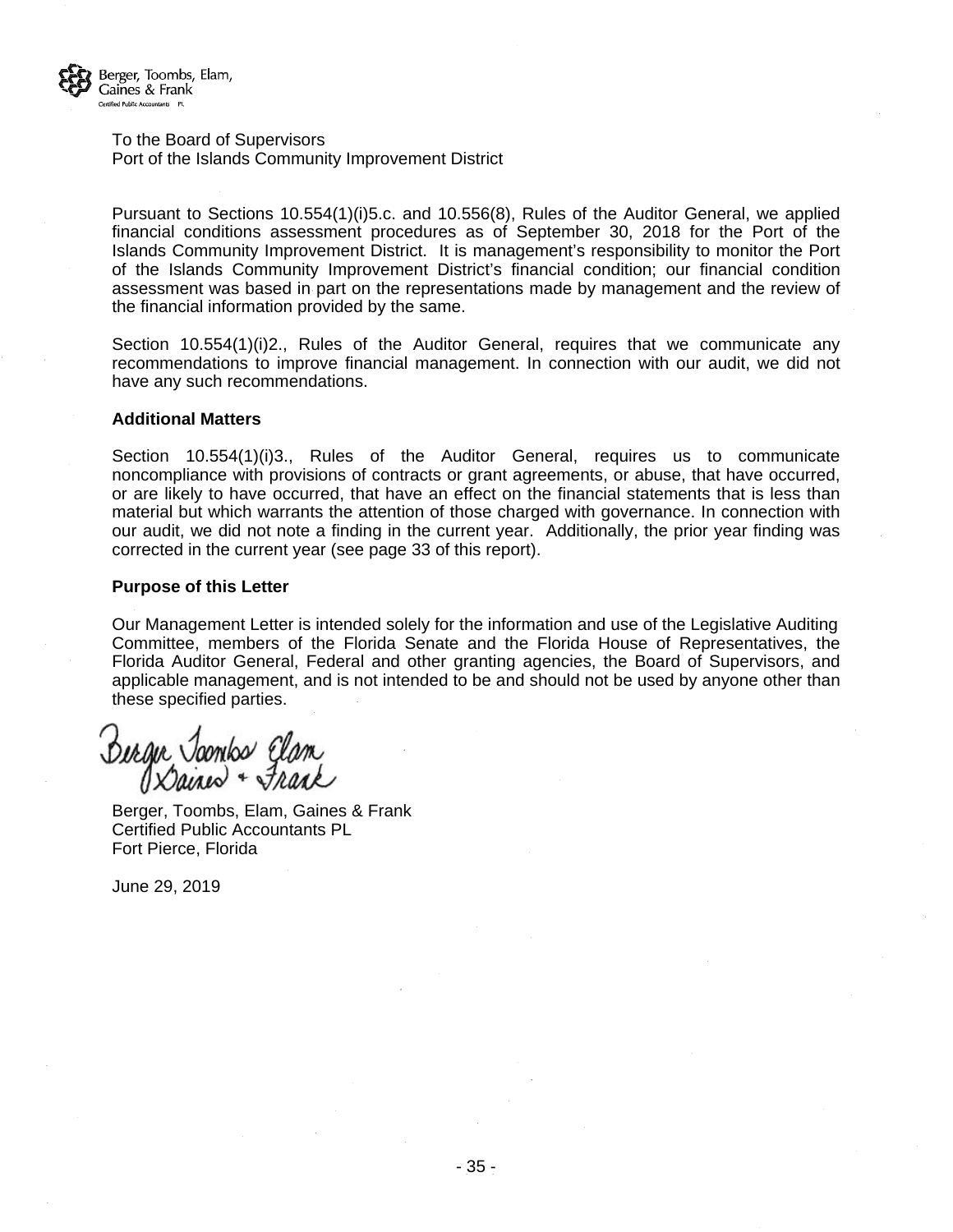Berger, Toombs, Elam, Gaines & Frank
Certified Public Accountants PL

To the Board of Supervisors
Port of the Islands Community Improvement District

Pursuant to Sections 10.554(1)(i)5.c. and 10.556(8), Rules of the Auditor General, we applied financial conditions assessment procedures as of September 30, 2018 for the Port of the Islands Community Improvement District. It is management's responsibility to monitor the Port of the Islands Community Improvement District's financial condition; our financial condition assessment was based in part on the representations made by management and the review of the financial information provided by the same.

Section 10.554(1)(i)2., Rules of the Auditor General, requires that we communicate any recommendations to improve financial management. In connection with our audit, we did not have any such recommendations.

**Additional Matters**

Section 10.554(1)(i)3., Rules of the Auditor General, requires us to communicate noncompliance with provisions of contracts or grant agreements, or abuse, that have occurred, or are likely to have occurred, that have an effect on the financial statements that is less than material but which warrants the attention of those charged with governance. In connection with our audit, we did not note a finding in the current year. Additionally, the prior year finding was corrected in the current year (see page 33 of this report).

**Purpose of this Letter**

Our Management Letter is intended solely for the information and use of the Legislative Auditing Committee, members of the Florida Senate and the Florida House of Representatives, the Florida Auditor General, Federal and other granting agencies, the Board of Supervisors, and applicable management, and is not intended to be and should not be used by anyone other than these specified parties.

Berger Toombs Elam Gaines + Frank

Berger, Toombs, Elam, Gaines & Frank
Certified Public Accountants PL
Fort Pierce, Florida

June 29, 2019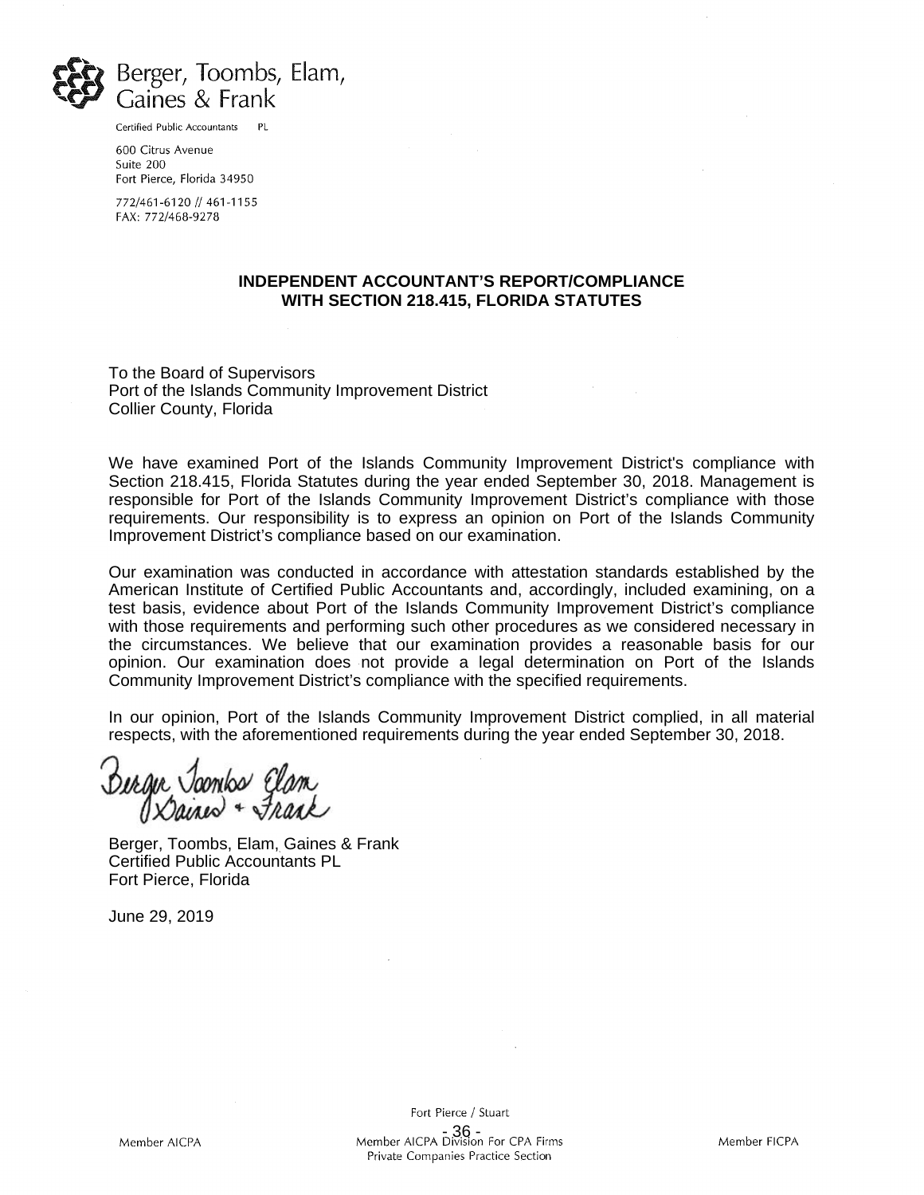Berger, Toombs, Elam, Gaines & Frank

Certified Public Accountants PL

600 Citrus Avenue
Suite 200
Fort Pierce, Florida 34950

772/461-6120 // 461-1155
FAX: 772/468-9278

**INDEPENDENT ACCOUNTANT'S REPORT/COMPLIANCE WITH SECTION 218.415, FLORIDA STATUTES**

To the Board of Supervisors
Port of the Islands Community Improvement District
Collier County, Florida

We have examined Port of the Islands Community Improvement District's compliance with Section 218.415, Florida Statutes during the year ended September 30, 2018. Management is responsible for Port of the Islands Community Improvement District's compliance with those requirements. Our responsibility is to express an opinion on Port of the Islands Community Improvement District's compliance based on our examination.

Our examination was conducted in accordance with attestation standards established by the American Institute of Certified Public Accountants and, accordingly, included examining, on a test basis, evidence about Port of the Islands Community Improvement District's compliance with those requirements and performing such other procedures as we considered necessary in the circumstances. We believe that our examination provides a reasonable basis for our opinion. Our examination does not provide a legal determination on Port of the Islands Community Improvement District's compliance with the specified requirements.

In our opinion, Port of the Islands Community Improvement District complied, in all material respects, with the aforementioned requirements during the year ended September 30, 2018.

Berger Toombs Elam Gaines + Frank

Berger, Toombs, Elam, Gaines & Frank
Certified Public Accountants PL
Fort Pierce, Florida

June 29, 2019

Fort Pierce / Stuart

Member AICPA | Member AICPA Division For CPA Firms Private Companies Practice Section | Member FICPA